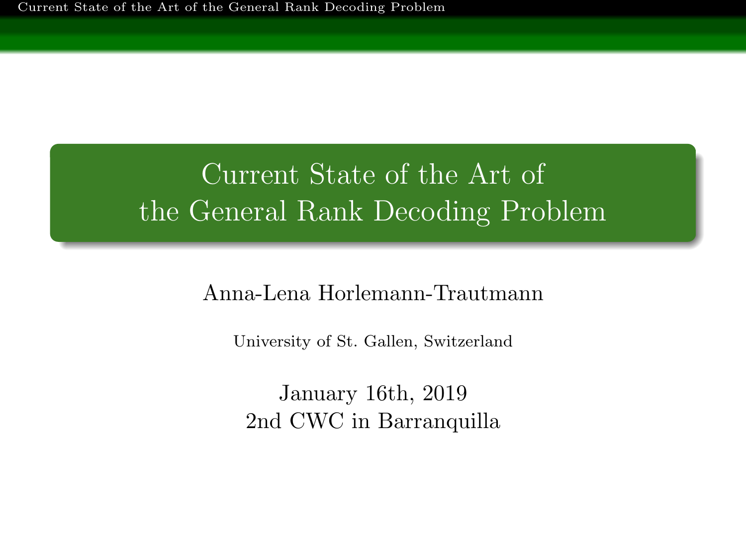# Current State of the Art of the General Rank Decoding Problem

Anna-Lena Horlemann-Trautmann

University of St. Gallen, Switzerland

January 16th, 2019
2nd CWC in Barranquilla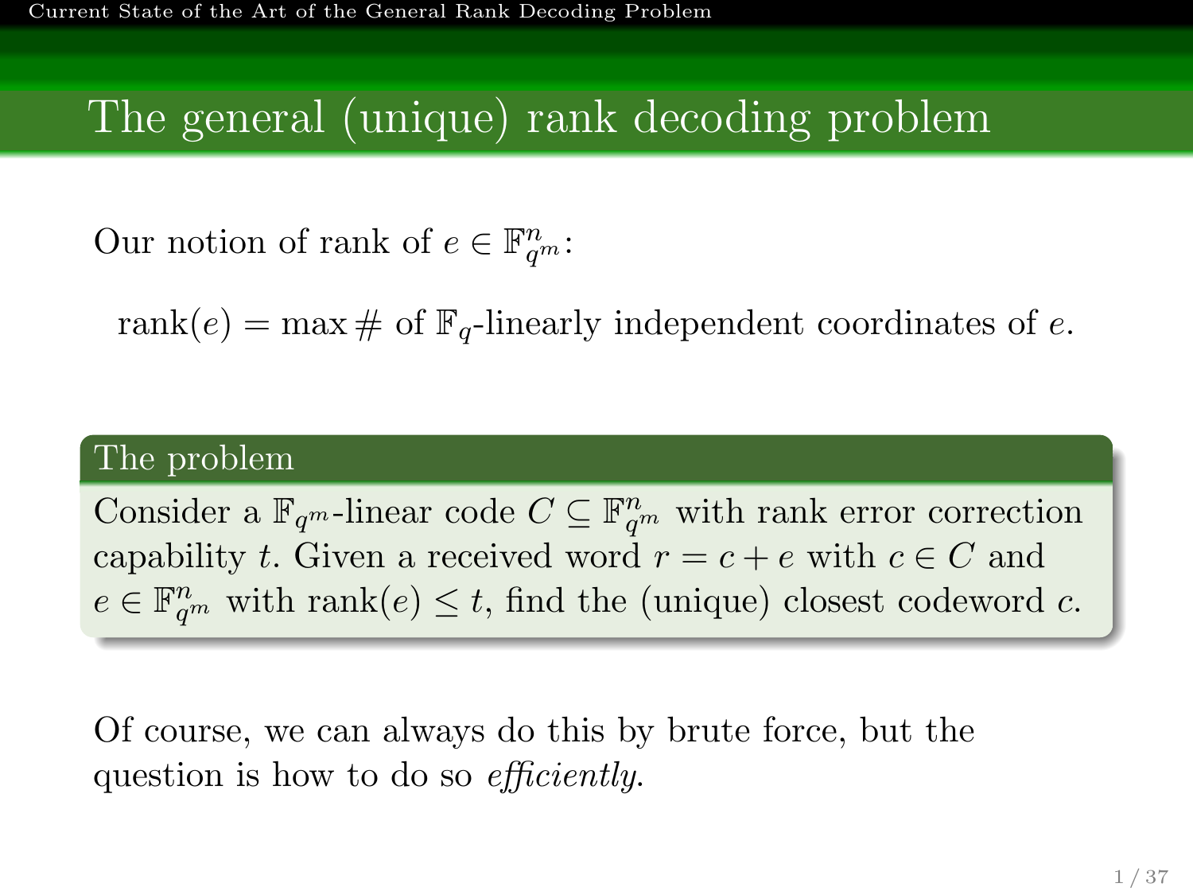## The general (unique) rank decoding problem

Our notion of rank of $e \in \mathbb{F}_{q^m}^n$:

$$\text{rank}(e) = \max \# \text{ of } \mathbb{F}_q\text{-linearly independent coordinates of } e.$$

**The problem**

Consider a $\mathbb{F}_{q^m}$-linear code $C \subseteq \mathbb{F}_{q^m}^n$ with rank error correction capability $t$. Given a received word $r = c + e$ with $c \in C$ and $e \in \mathbb{F}_{q^m}^n$ with $\text{rank}(e) \leq t$, find the (unique) closest codeword $c$.

Of course, we can always do this by brute force, but the question is how to do so *efficiently*.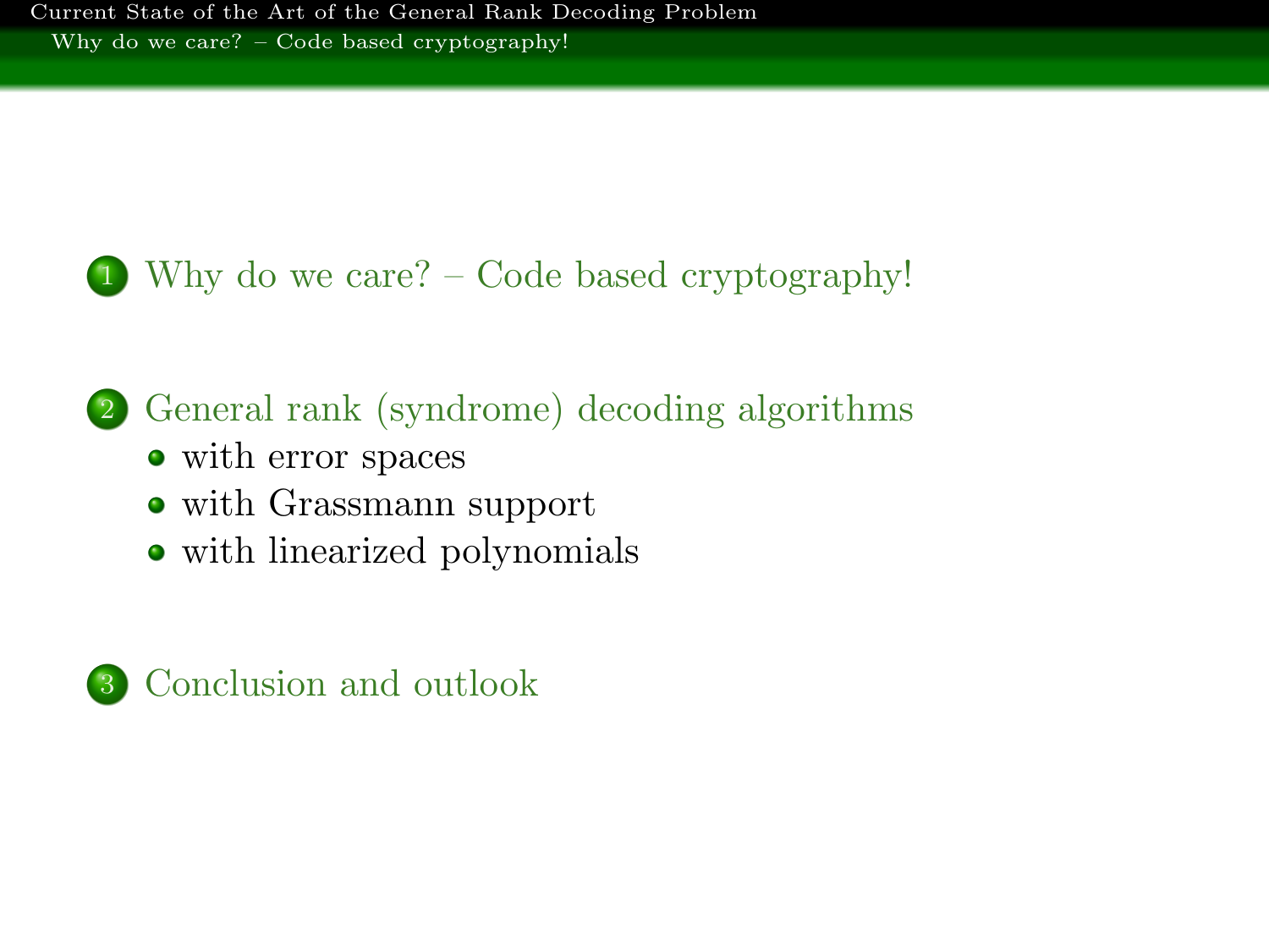1. Why do we care? – Code based cryptography!

2. General rank (syndrome) decoding algorithms
   - with error spaces
   - with Grassmann support
   - with linearized polynomials

3. Conclusion and outlook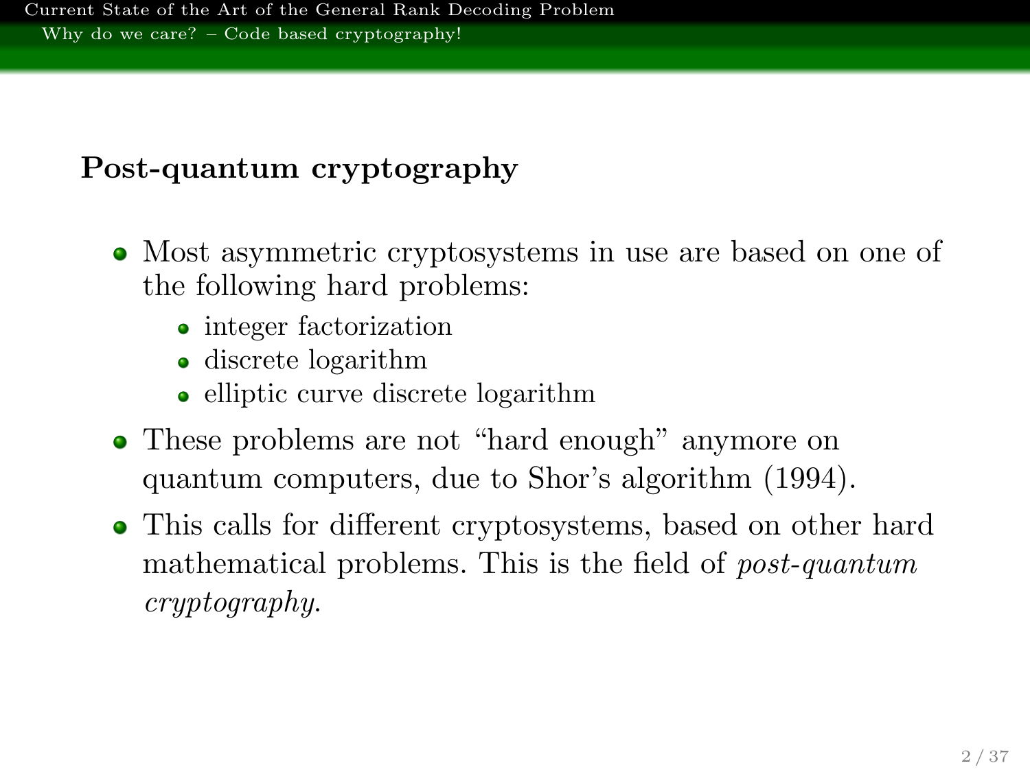## Post-quantum cryptography

- Most asymmetric cryptosystems in use are based on one of the following hard problems:
  - integer factorization
  - discrete logarithm
  - elliptic curve discrete logarithm
- These problems are not "hard enough" anymore on quantum computers, due to Shor's algorithm (1994).
- This calls for different cryptosystems, based on other hard mathematical problems. This is the field of *post-quantum cryptography*.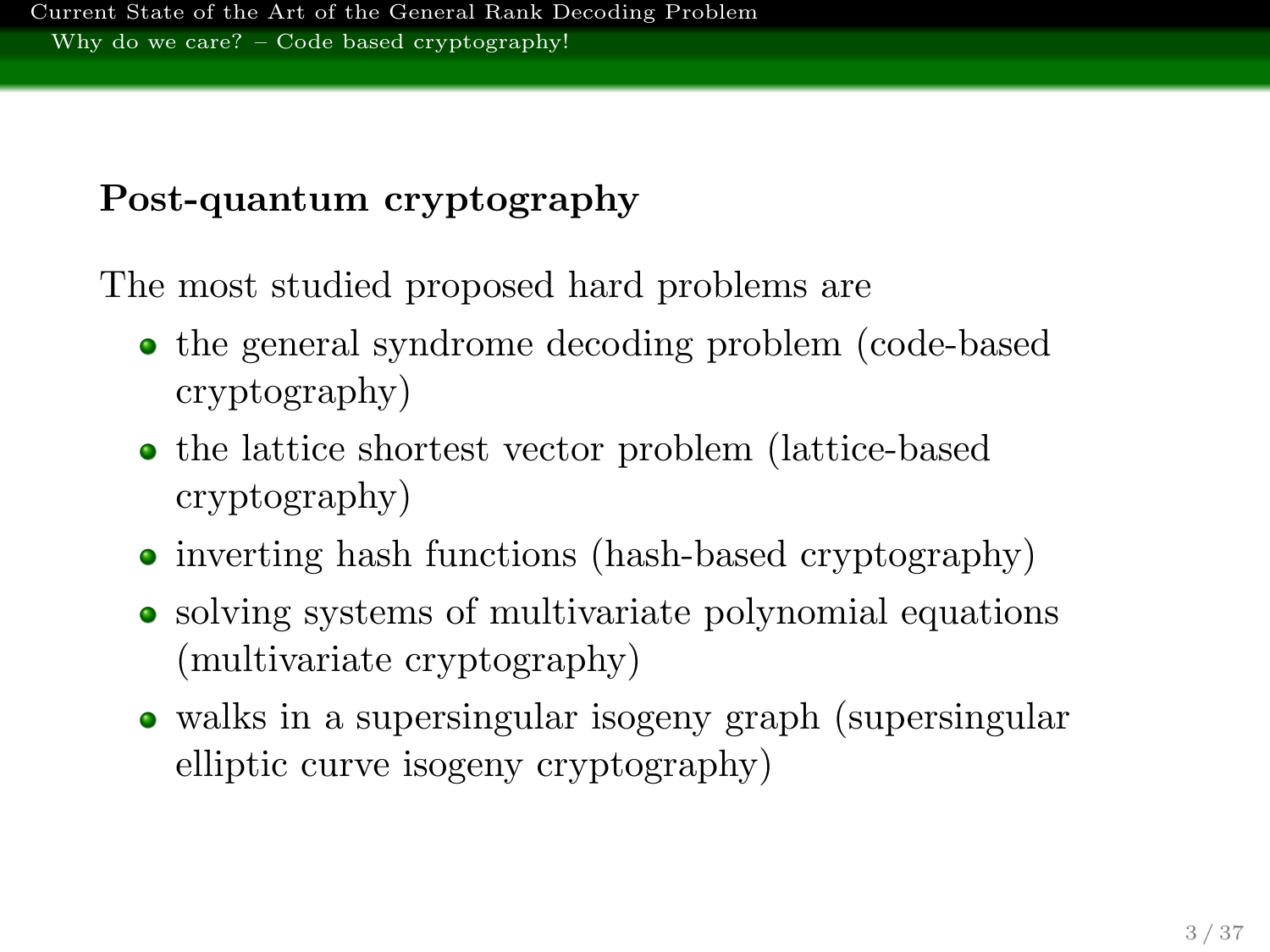## Post-quantum cryptography

The most studied proposed hard problems are

- the general syndrome decoding problem (code-based cryptography)
- the lattice shortest vector problem (lattice-based cryptography)
- inverting hash functions (hash-based cryptography)
- solving systems of multivariate polynomial equations (multivariate cryptography)
- walks in a supersingular isogeny graph (supersingular elliptic curve isogeny cryptography)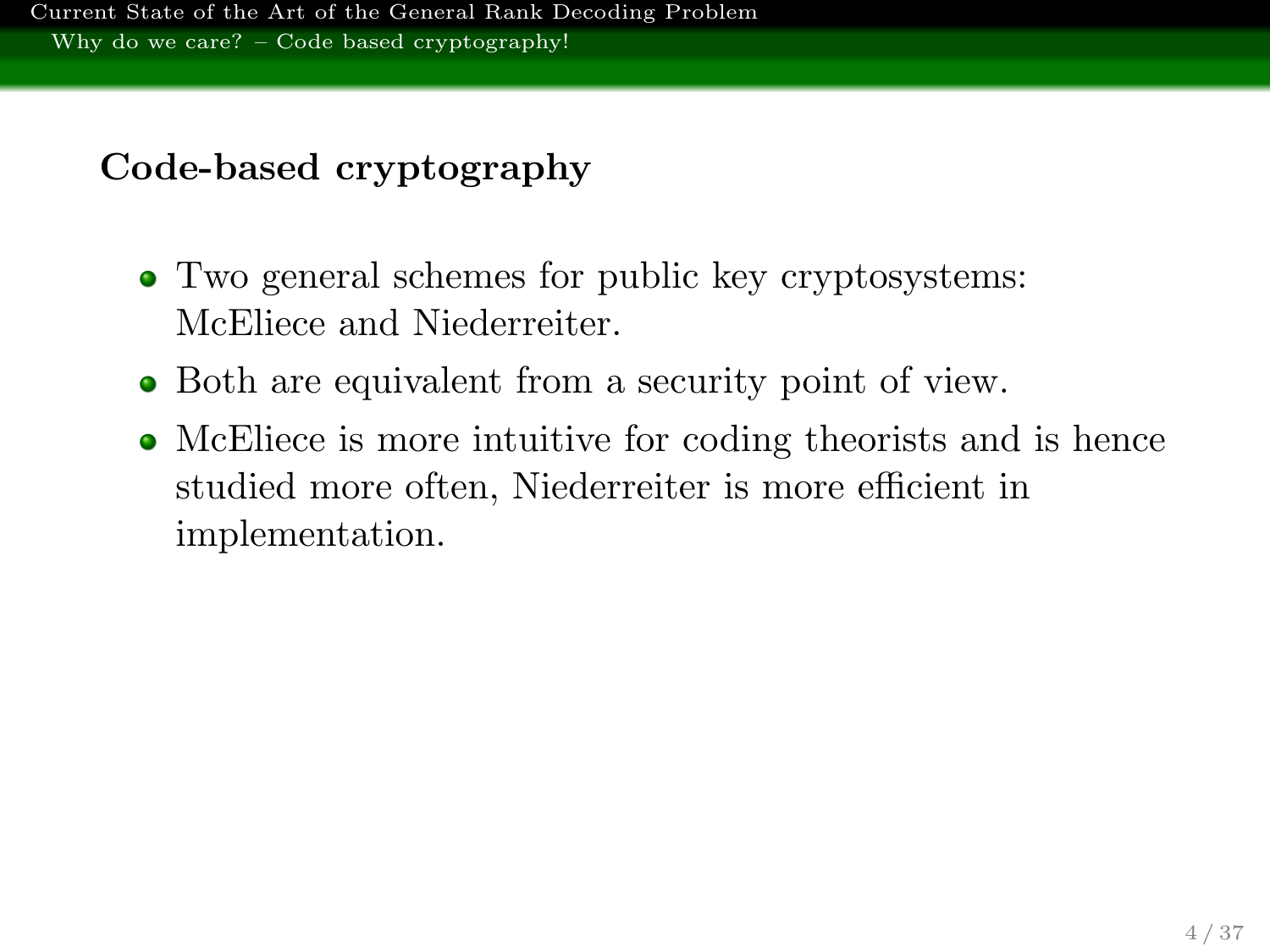## Code-based cryptography

- Two general schemes for public key cryptosystems: McEliece and Niederreiter.
- Both are equivalent from a security point of view.
- McEliece is more intuitive for coding theorists and is hence studied more often, Niederreiter is more efficient in implementation.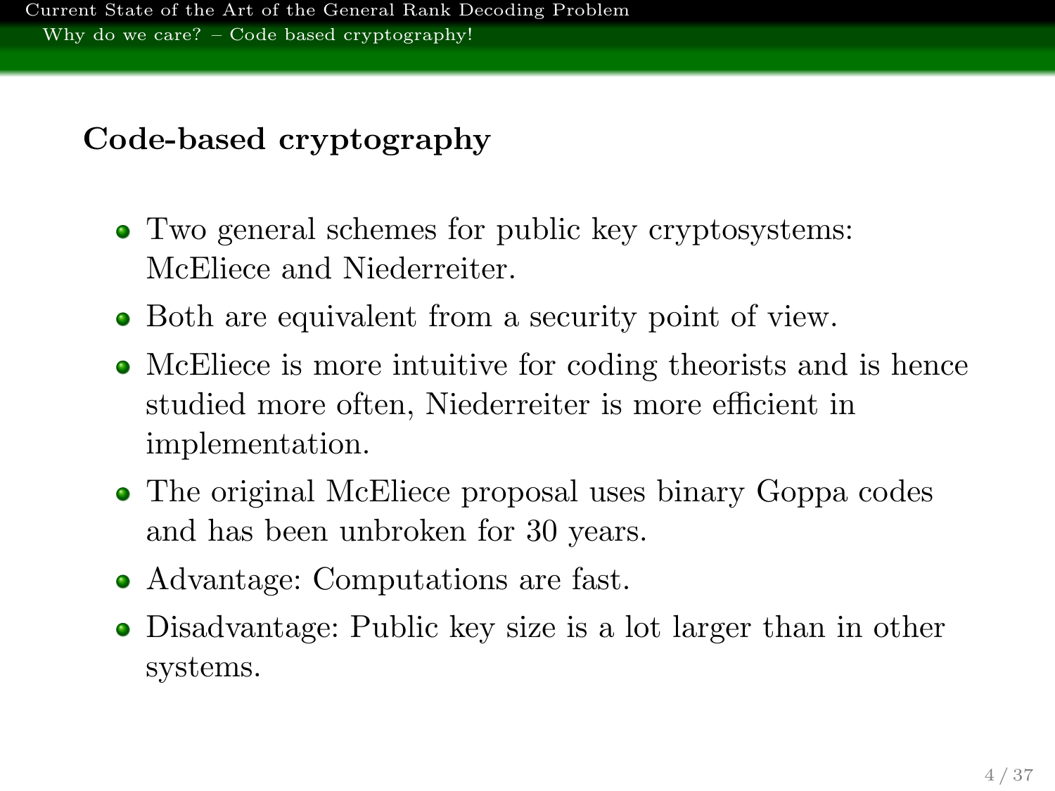## Code-based cryptography

- Two general schemes for public key cryptosystems: McEliece and Niederreiter.
- Both are equivalent from a security point of view.
- McEliece is more intuitive for coding theorists and is hence studied more often, Niederreiter is more efficient in implementation.
- The original McEliece proposal uses binary Goppa codes and has been unbroken for 30 years.
- Advantage: Computations are fast.
- Disadvantage: Public key size is a lot larger than in other systems.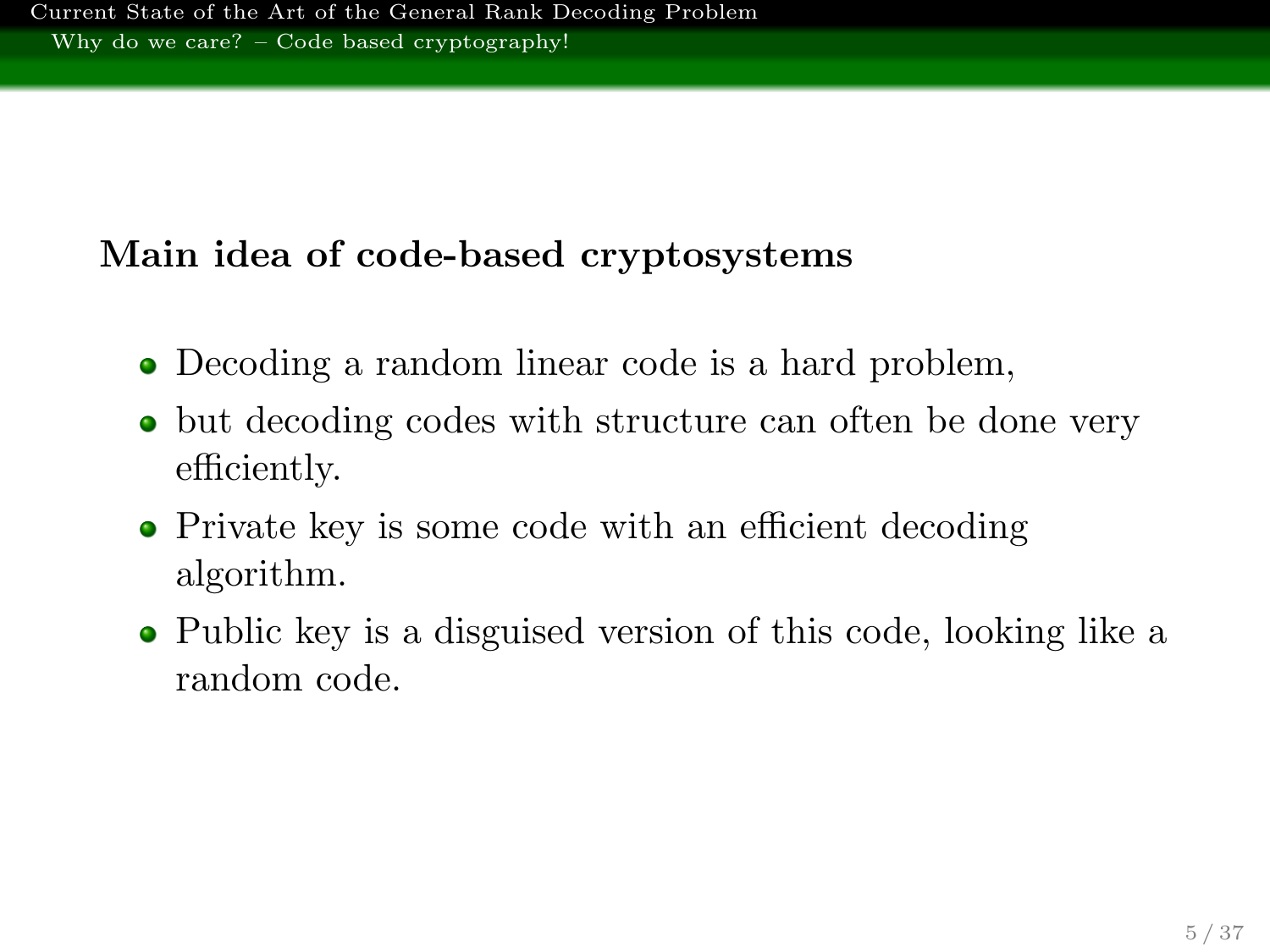**Main idea of code-based cryptosystems**

- Decoding a random linear code is a hard problem,
- but decoding codes with structure can often be done very efficiently.
- Private key is some code with an efficient decoding algorithm.
- Public key is a disguised version of this code, looking like a random code.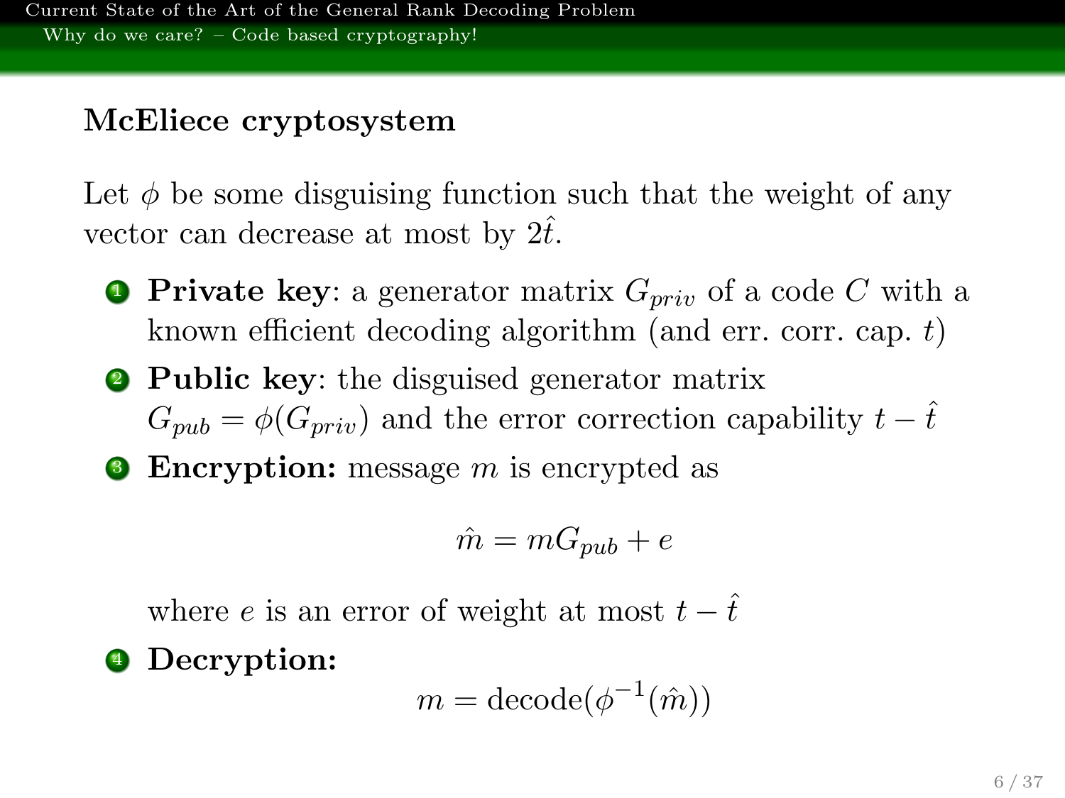## McEliece cryptosystem

Let $\phi$ be some disguising function such that the weight of any vector can decrease at most by $2\hat{t}$.

1. **Private key**: a generator matrix $G_{priv}$ of a code $C$ with a known efficient decoding algorithm (and err. corr. cap. $t$)
2. **Public key**: the disguised generator matrix $G_{pub} = \phi(G_{priv})$ and the error correction capability $t - \hat{t}$
3. **Encryption:** message $m$ is encrypted as

   $$\hat{m} = mG_{pub} + e$$

   where $e$ is an error of weight at most $t - \hat{t}$
4. **Decryption:**

   $$m = \text{decode}(\phi^{-1}(\hat{m}))$$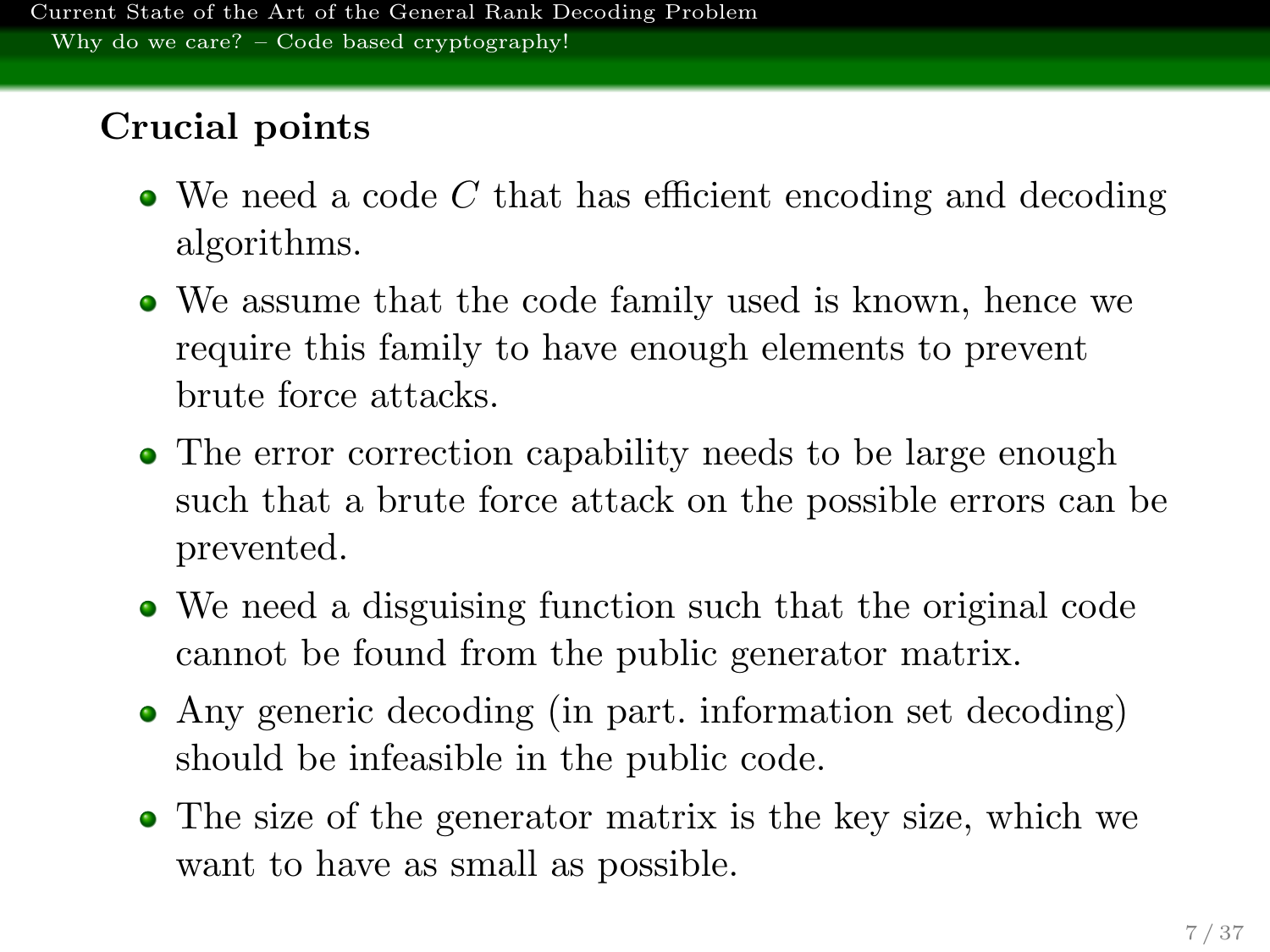## Crucial points

- We need a code $C$ that has efficient encoding and decoding algorithms.
- We assume that the code family used is known, hence we require this family to have enough elements to prevent brute force attacks.
- The error correction capability needs to be large enough such that a brute force attack on the possible errors can be prevented.
- We need a disguising function such that the original code cannot be found from the public generator matrix.
- Any generic decoding (in part. information set decoding) should be infeasible in the public code.
- The size of the generator matrix is the key size, which we want to have as small as possible.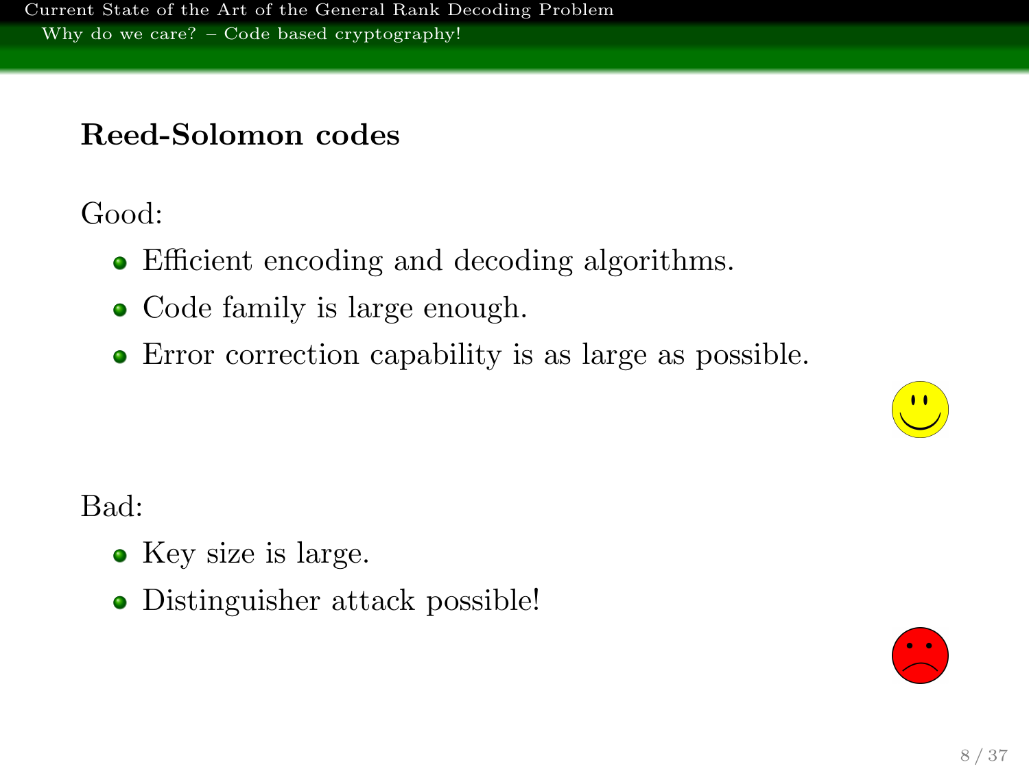### Reed-Solomon codes

Good:

- Efficient encoding and decoding algorithms.
- Code family is large enough.
- Error correction capability is as large as possible.

Bad:

- Key size is large.
- Distinguisher attack possible!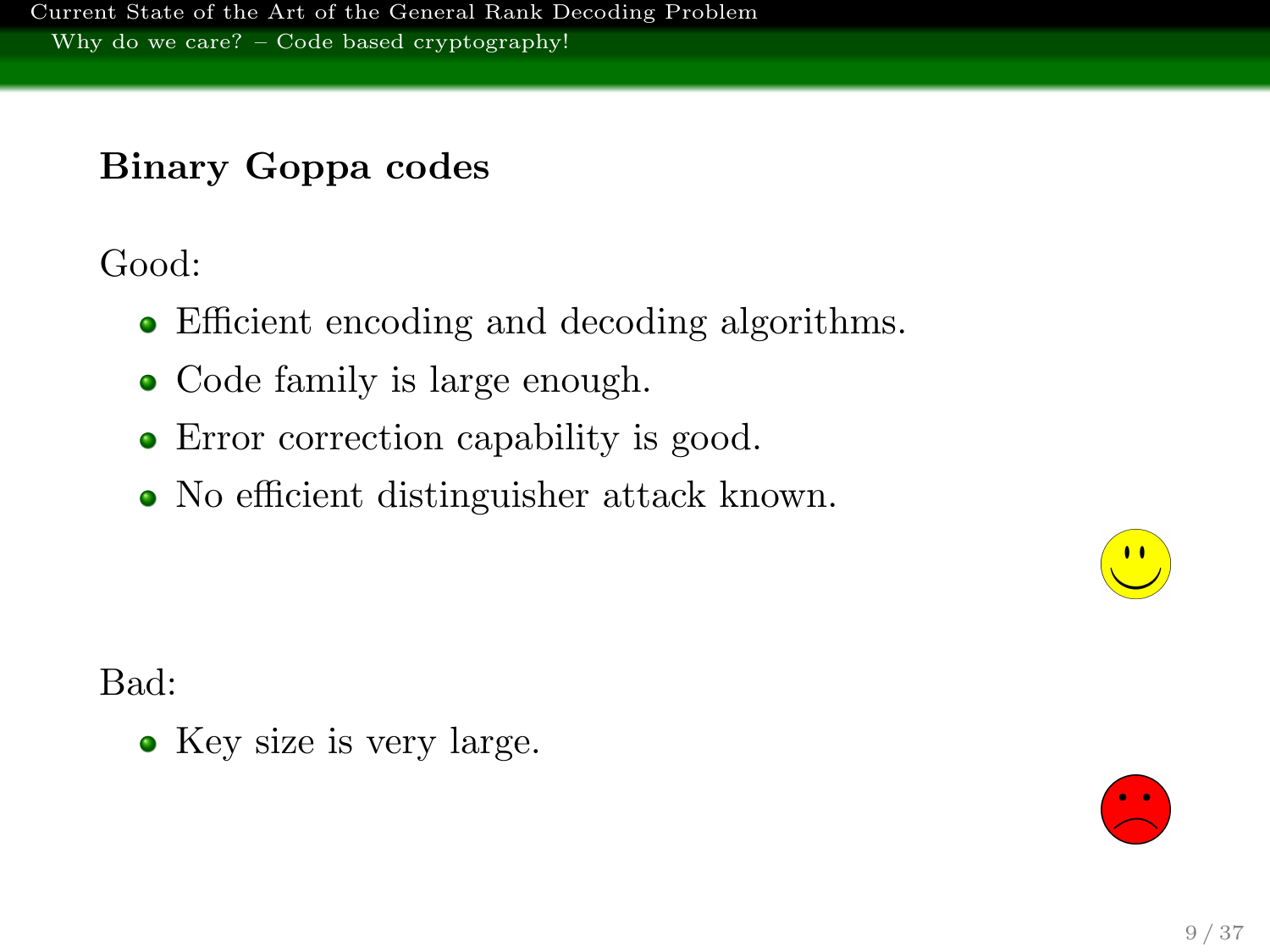## Binary Goppa codes

Good:

- Efficient encoding and decoding algorithms.
- Code family is large enough.
- Error correction capability is good.
- No efficient distinguisher attack known.

Bad:

- Key size is very large.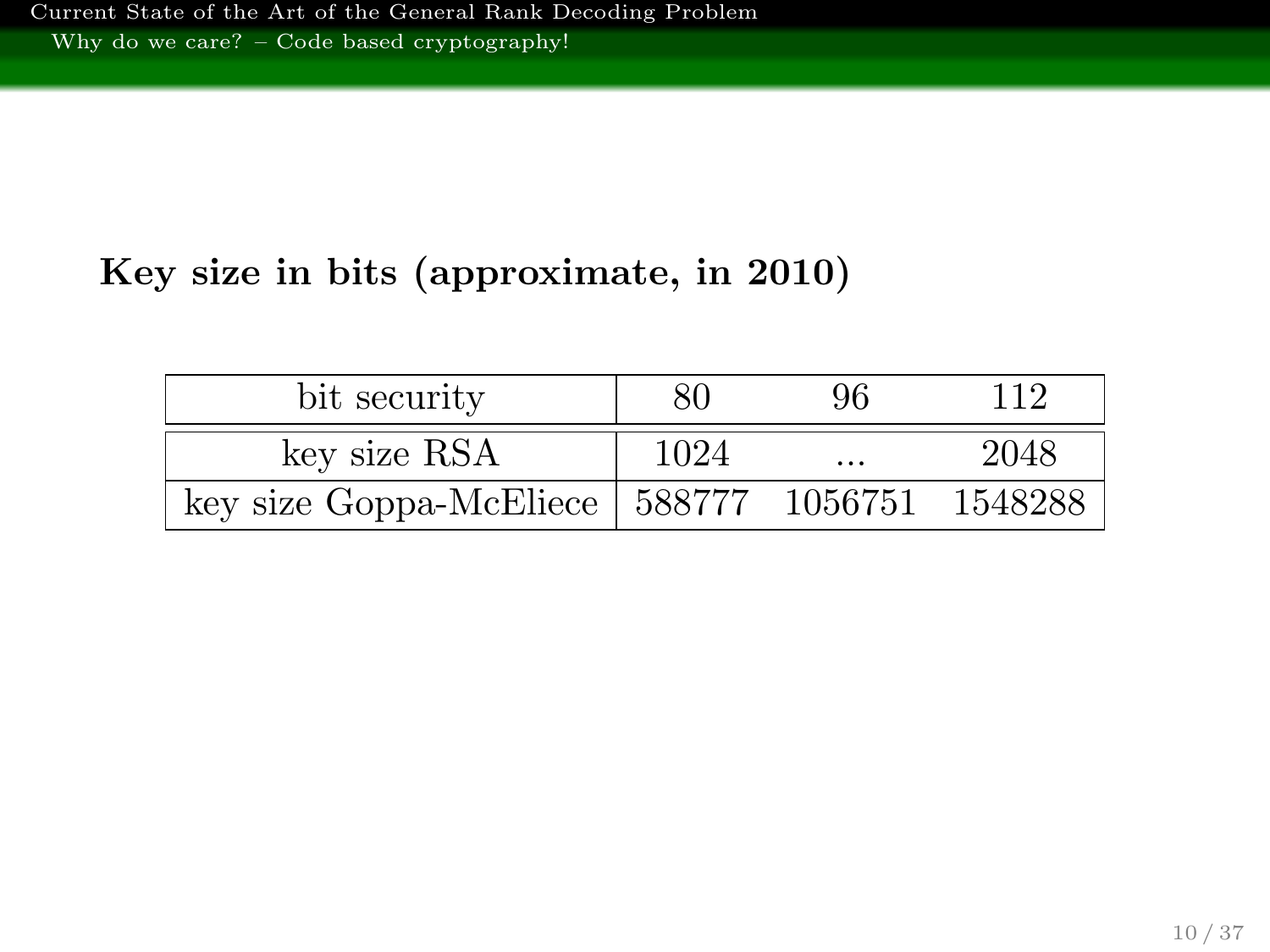**Key size in bits (approximate, in 2010)**

| bit security | 80 | 96 | 112 |
| --- | --- | --- | --- |
| key size RSA | 1024 | ... | 2048 |
| key size Goppa-McEliece | 588777 | 1056751 | 1548288 |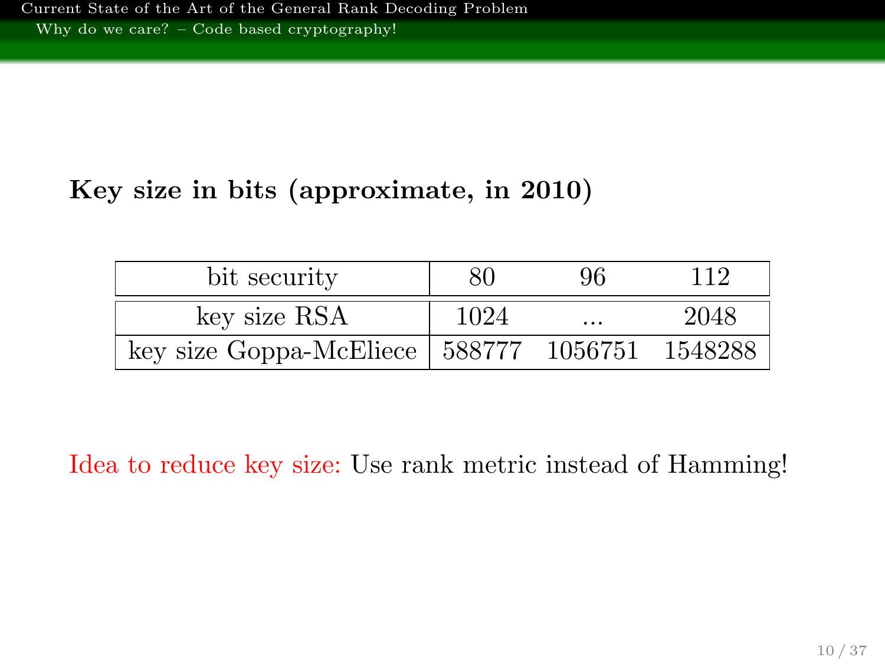**Key size in bits (approximate, in 2010)**

| bit security | 80 | 96 | 112 |
|---|---|---|---|
| key size RSA | 1024 | ... | 2048 |
| key size Goppa-McEliece | 588777 | 1056751 | 1548288 |

Idea to reduce key size: Use rank metric instead of Hamming!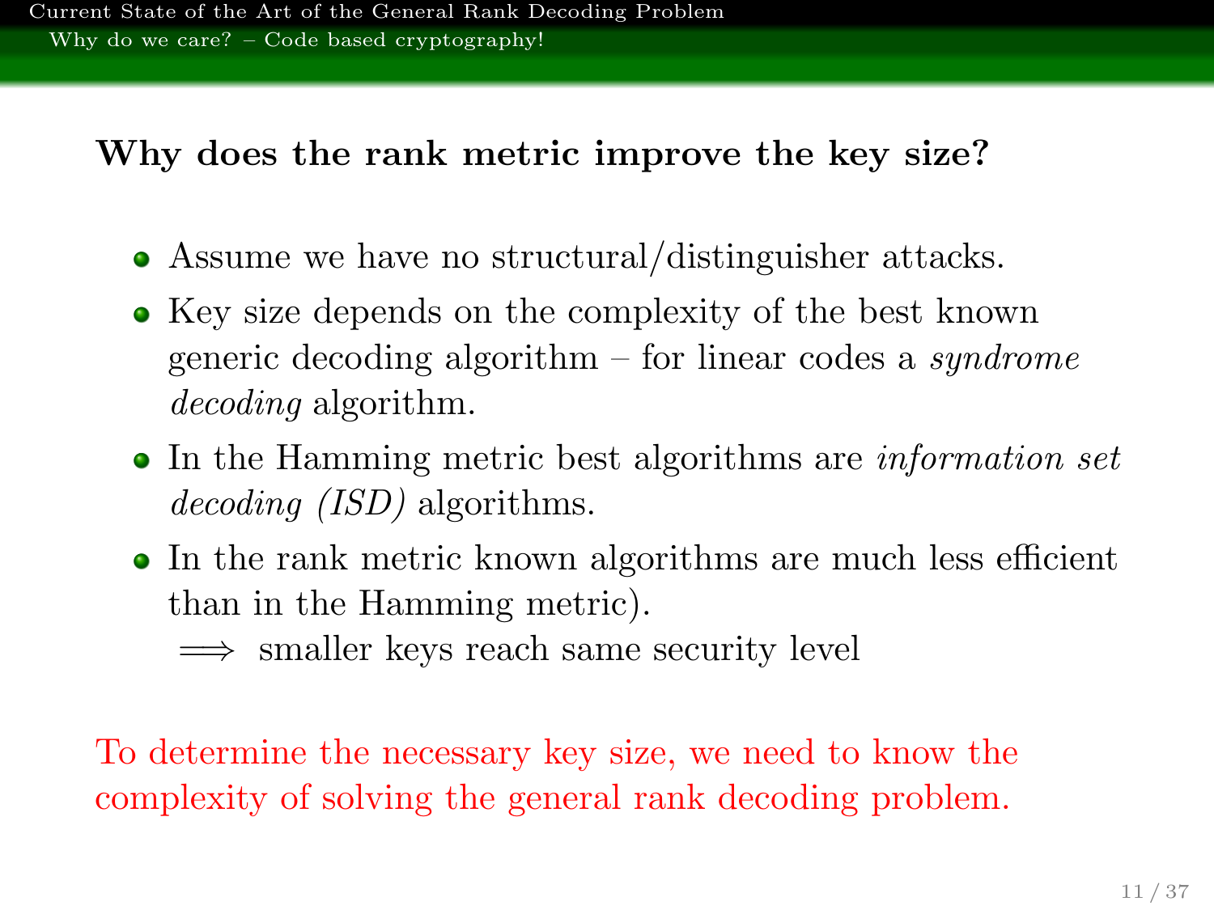## Why does the rank metric improve the key size?

- Assume we have no structural/distinguisher attacks.
- Key size depends on the complexity of the best known generic decoding algorithm – for linear codes a *syndrome decoding* algorithm.
- In the Hamming metric best algorithms are *information set decoding (ISD)* algorithms.
- In the rank metric known algorithms are much less efficient than in the Hamming metric).

  $\implies$ smaller keys reach same security level

To determine the necessary key size, we need to know the complexity of solving the general rank decoding problem.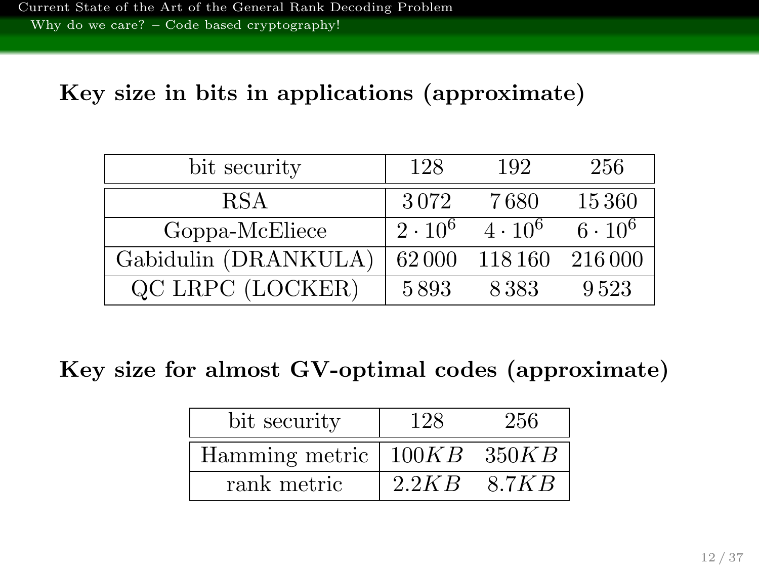**Key size in bits in applications (approximate)**

| bit security | 128 | 192 | 256 |
|---|---|---|---|
| RSA | 3 072 | 7 680 | 15 360 |
| Goppa-McEliece | $2 \cdot 10^6$ | $4 \cdot 10^6$ | $6 \cdot 10^6$ |
| Gabidulin (DRANKULA) | 62 000 | 118 160 | 216 000 |
| QC LRPC (LOCKER) | 5 893 | 8 383 | 9 523 |

**Key size for almost GV-optimal codes (approximate)**

| bit security | 128 | 256 |
|---|---|---|
| Hamming metric | $100KB$ | $350KB$ |
| rank metric | $2.2KB$ | $8.7KB$ |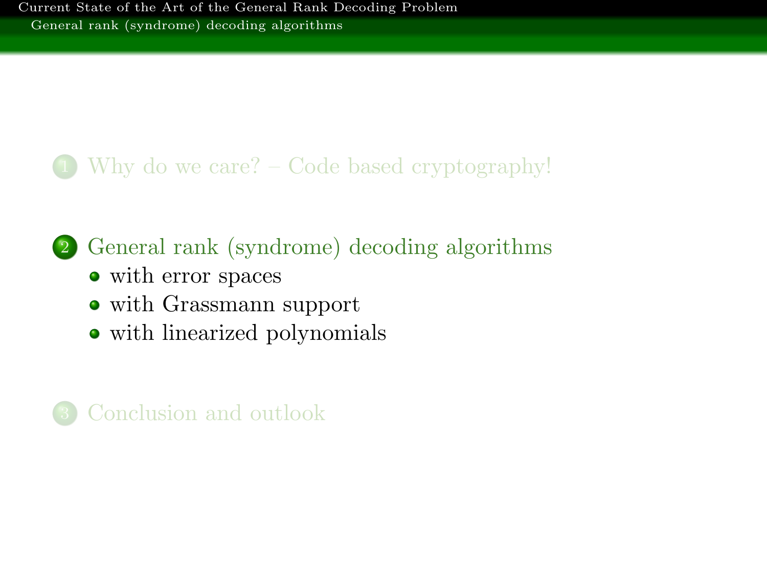1. Why do we care? – Code based cryptography!

2. General rank (syndrome) decoding algorithms
   - with error spaces
   - with Grassmann support
   - with linearized polynomials

3. Conclusion and outlook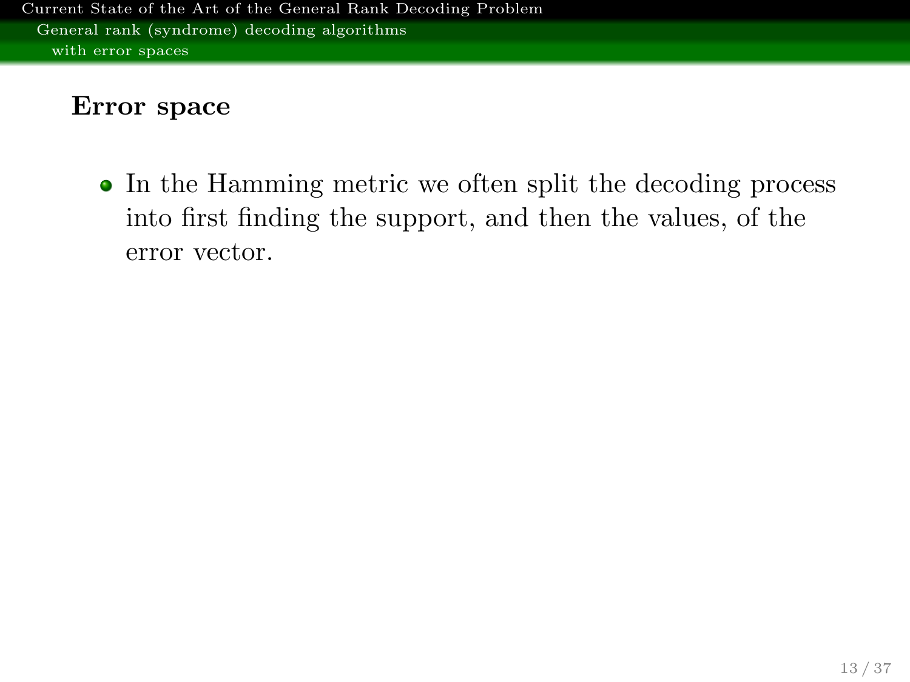## Error space

- In the Hamming metric we often split the decoding process into first finding the support, and then the values, of the error vector.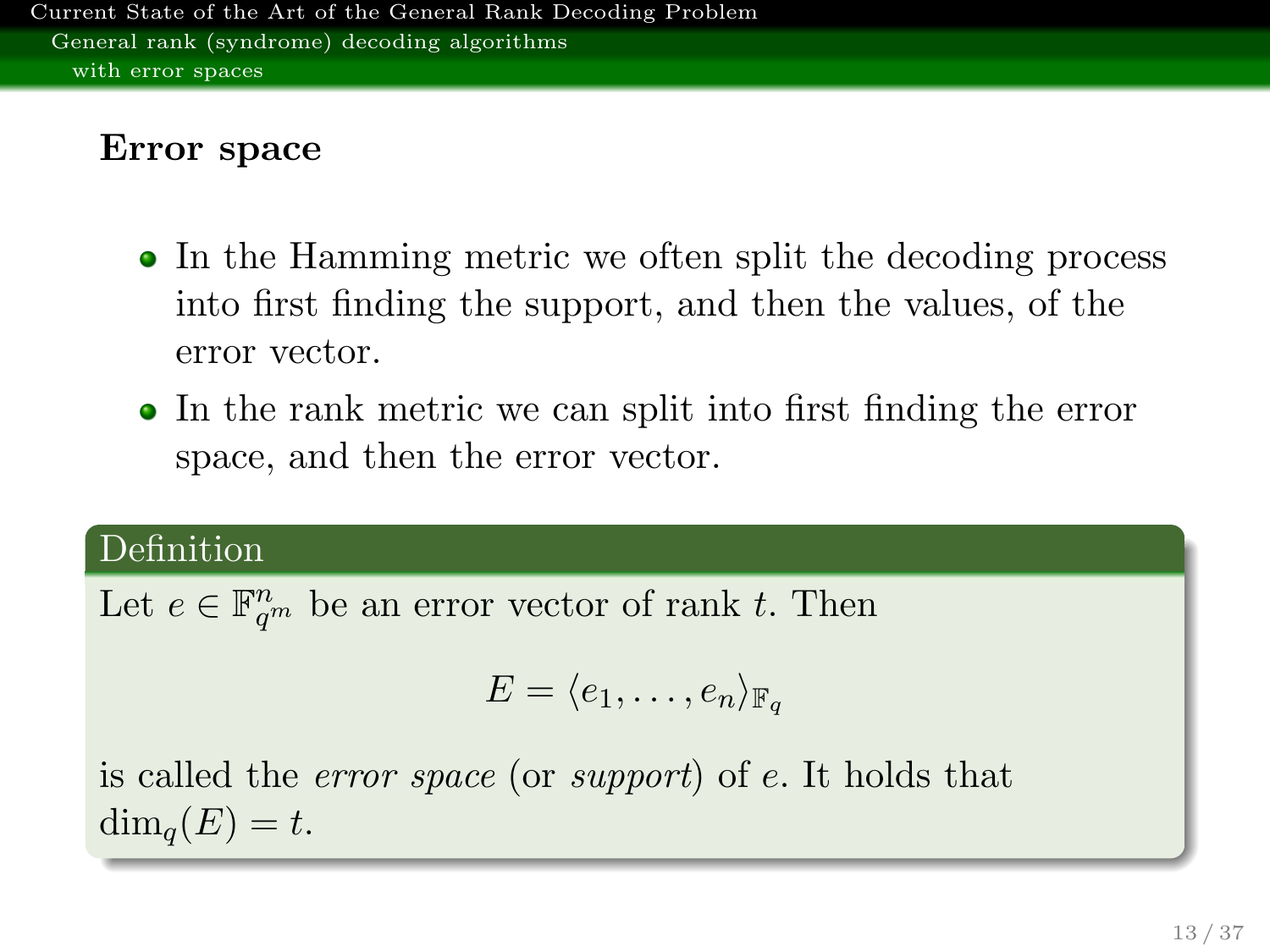## Error space

- In the Hamming metric we often split the decoding process into first finding the support, and then the values, of the error vector.
- In the rank metric we can split into first finding the error space, and then the error vector.

**Definition**

Let $e \in \mathbb{F}_{q^m}^n$ be an error vector of rank $t$. Then

$$E = \langle e_1, \ldots, e_n \rangle_{\mathbb{F}_q}$$

is called the *error space* (or *support*) of $e$. It holds that $\dim_q(E) = t$.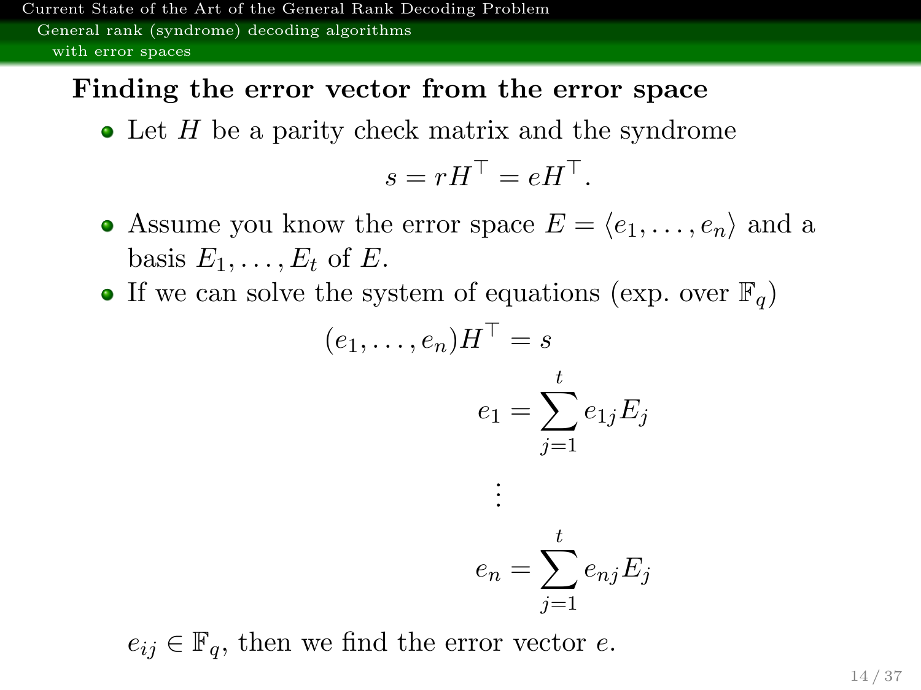## Finding the error vector from the error space

- Let $H$ be a parity check matrix and the syndrome

$$s = rH^\top = eH^\top.$$

- Assume you know the error space $E = \langle e_1, \ldots, e_n \rangle$ and a basis $E_1, \ldots, E_t$ of $E$.
- If we can solve the system of equations (exp. over $\mathbb{F}_q$)

$$(e_1, \ldots, e_n)H^\top = s$$

$$e_1 = \sum_{j=1}^{t} e_{1j} E_j$$

$$\vdots$$

$$e_n = \sum_{j=1}^{t} e_{nj} E_j$$

$e_{ij} \in \mathbb{F}_q$, then we find the error vector $e$.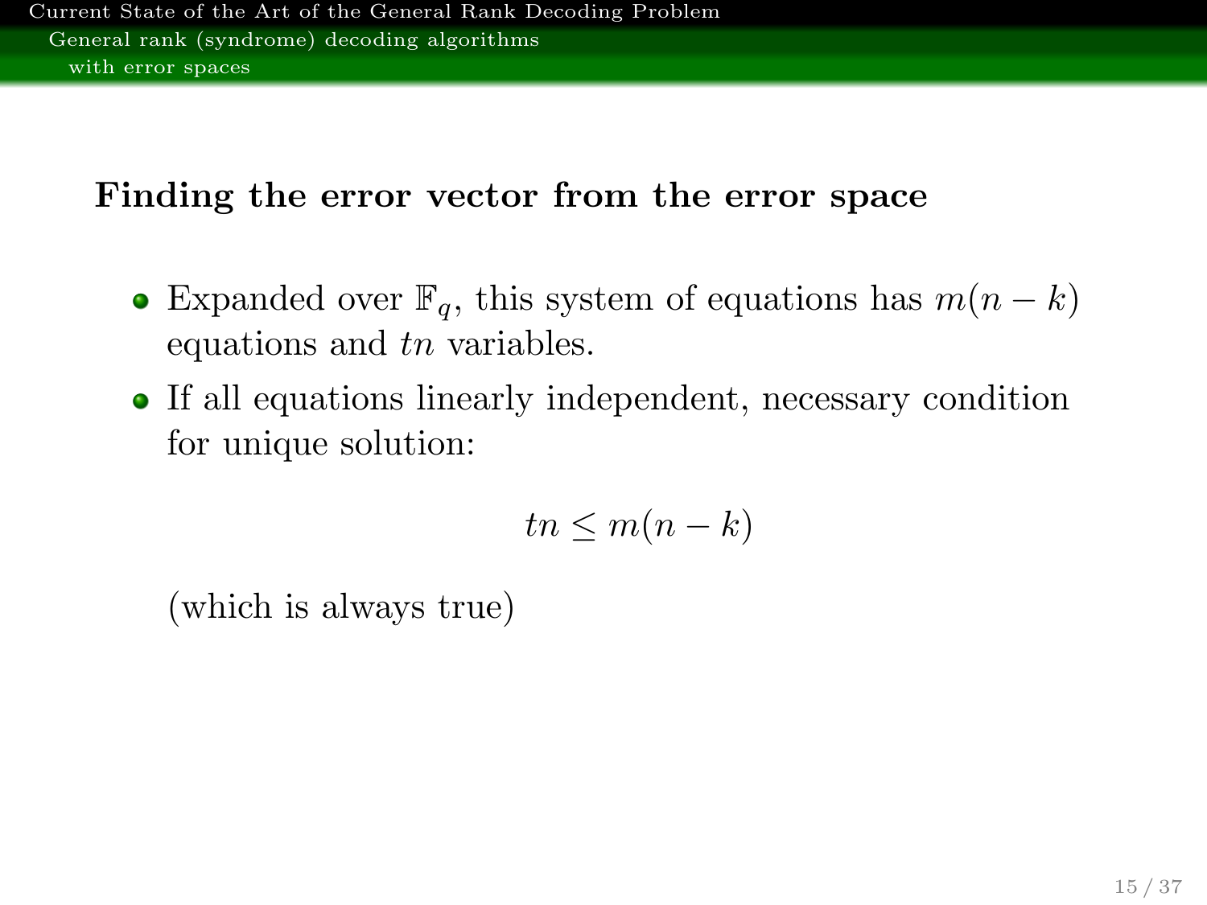## Finding the error vector from the error space

- Expanded over $\mathbb{F}_q$, this system of equations has $m(n-k)$ equations and $tn$ variables.
- If all equations linearly independent, necessary condition for unique solution:

$$tn \leq m(n-k)$$

(which is always true)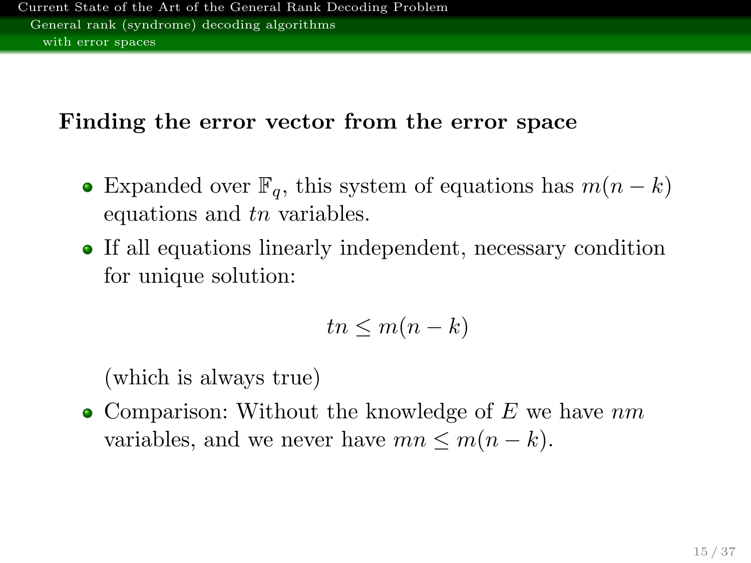## Finding the error vector from the error space

- Expanded over $\mathbb{F}_q$, this system of equations has $m(n-k)$ equations and $tn$ variables.
- If all equations linearly independent, necessary condition for unique solution:

$$tn \leq m(n-k)$$

  (which is always true)
- Comparison: Without the knowledge of $E$ we have $nm$ variables, and we never have $mn \leq m(n-k)$.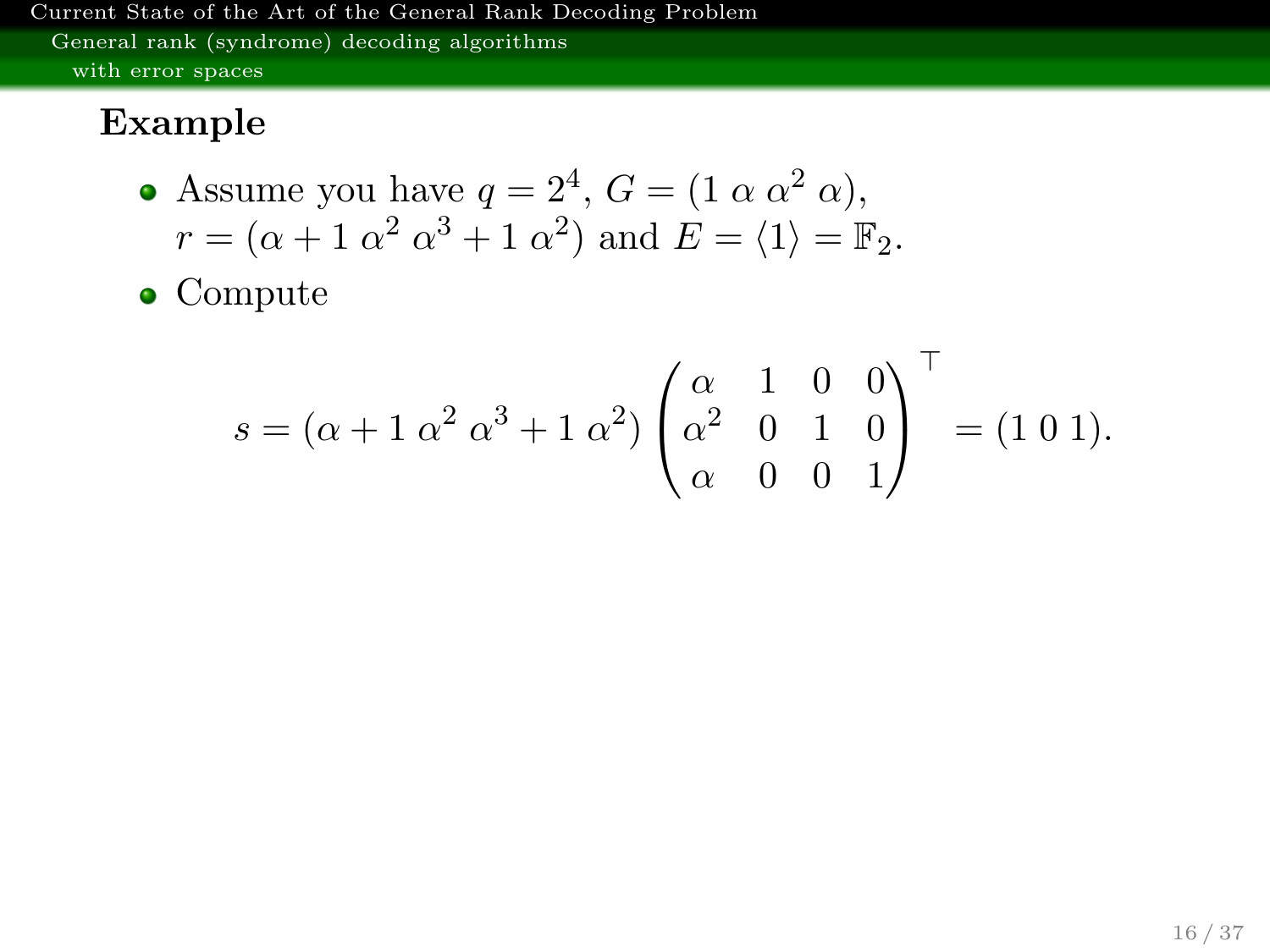## Example

- Assume you have $q = 2^4$, $G = (1 \; \alpha \; \alpha^2 \; \alpha)$, $r = (\alpha + 1 \; \alpha^2 \; \alpha^3 + 1 \; \alpha^2)$ and $E = \langle 1 \rangle = \mathbb{F}_2$.
- Compute

$$
s = (\alpha + 1 \; \alpha^2 \; \alpha^3 + 1 \; \alpha^2) \begin{pmatrix} \alpha & 1 & 0 & 0 \\ \alpha^2 & 0 & 1 & 0 \\ \alpha & 0 & 0 & 1 \end{pmatrix}^\top = (1 \; 0 \; 1).
$$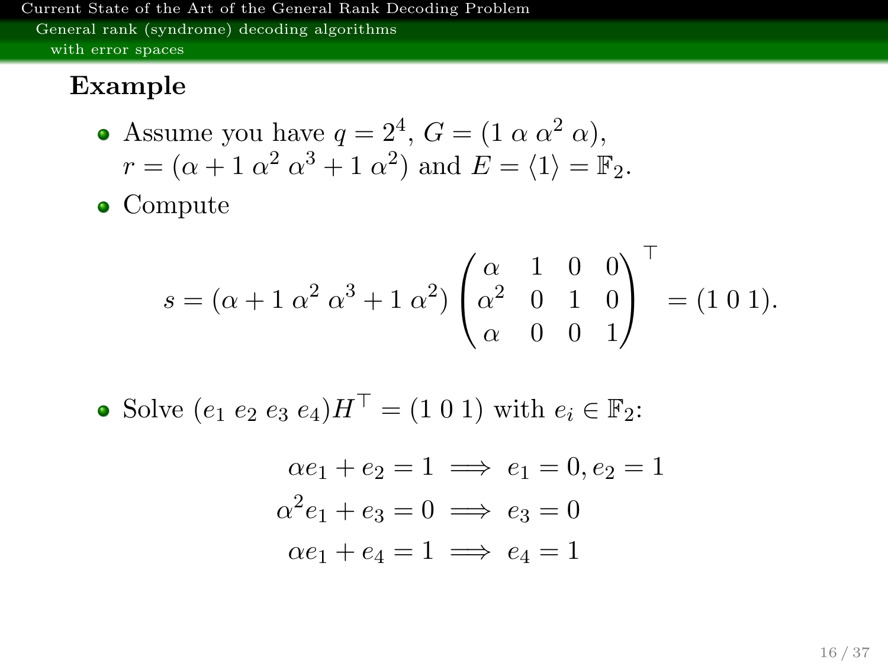## Example

- Assume you have $q = 2^4$, $G = (1\ \alpha\ \alpha^2\ \alpha)$, $r = (\alpha+1\ \alpha^2\ \alpha^3+1\ \alpha^2)$ and $E = \langle 1 \rangle = \mathbb{F}_2$.
- Compute

$$s = (\alpha+1\ \alpha^2\ \alpha^3+1\ \alpha^2) \begin{pmatrix} \alpha & 1 & 0 & 0 \\ \alpha^2 & 0 & 1 & 0 \\ \alpha & 0 & 0 & 1 \end{pmatrix}^\top = (1\ 0\ 1).$$

- Solve $(e_1\ e_2\ e_3\ e_4)H^\top = (1\ 0\ 1)$ with $e_i \in \mathbb{F}_2$:

$$\begin{aligned} \alpha e_1 + e_2 = 1 &\implies e_1 = 0, e_2 = 1 \\ \alpha^2 e_1 + e_3 = 0 &\implies e_3 = 0 \\ \alpha e_1 + e_4 = 1 &\implies e_4 = 1 \end{aligned}$$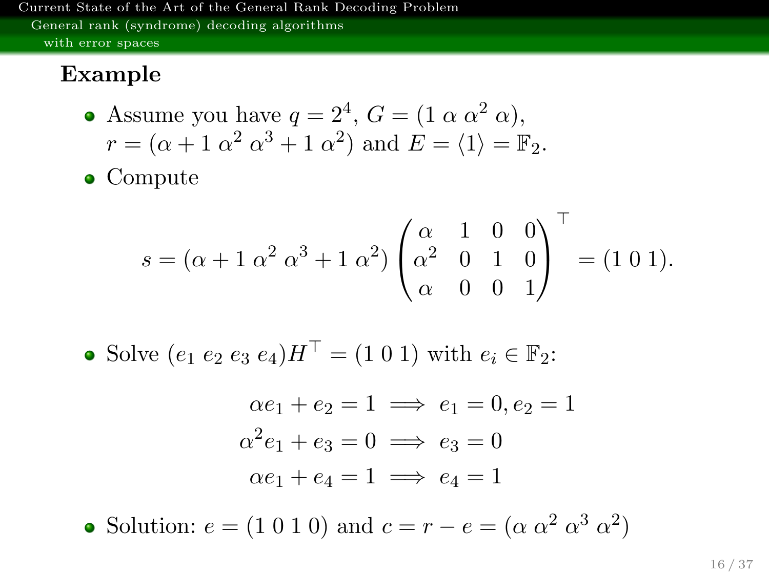## Example

- Assume you have $q = 2^4$, $G = (1\ \alpha\ \alpha^2\ \alpha)$, $r = (\alpha + 1\ \alpha^2\ \alpha^3 + 1\ \alpha^2)$ and $E = \langle 1 \rangle = \mathbb{F}_2$.
- Compute

$$s = (\alpha + 1\ \alpha^2\ \alpha^3 + 1\ \alpha^2) \begin{pmatrix} \alpha & 1 & 0 & 0 \\ \alpha^2 & 0 & 1 & 0 \\ \alpha & 0 & 0 & 1 \end{pmatrix}^\top = (1\ 0\ 1).$$

- Solve $(e_1\ e_2\ e_3\ e_4)H^\top = (1\ 0\ 1)$ with $e_i \in \mathbb{F}_2$:

$$\begin{aligned} \alpha e_1 + e_2 = 1 &\implies e_1 = 0, e_2 = 1 \\ \alpha^2 e_1 + e_3 = 0 &\implies e_3 = 0 \\ \alpha e_1 + e_4 = 1 &\implies e_4 = 1 \end{aligned}$$

- Solution: $e = (1\ 0\ 1\ 0)$ and $c = r - e = (\alpha\ \alpha^2\ \alpha^3\ \alpha^2)$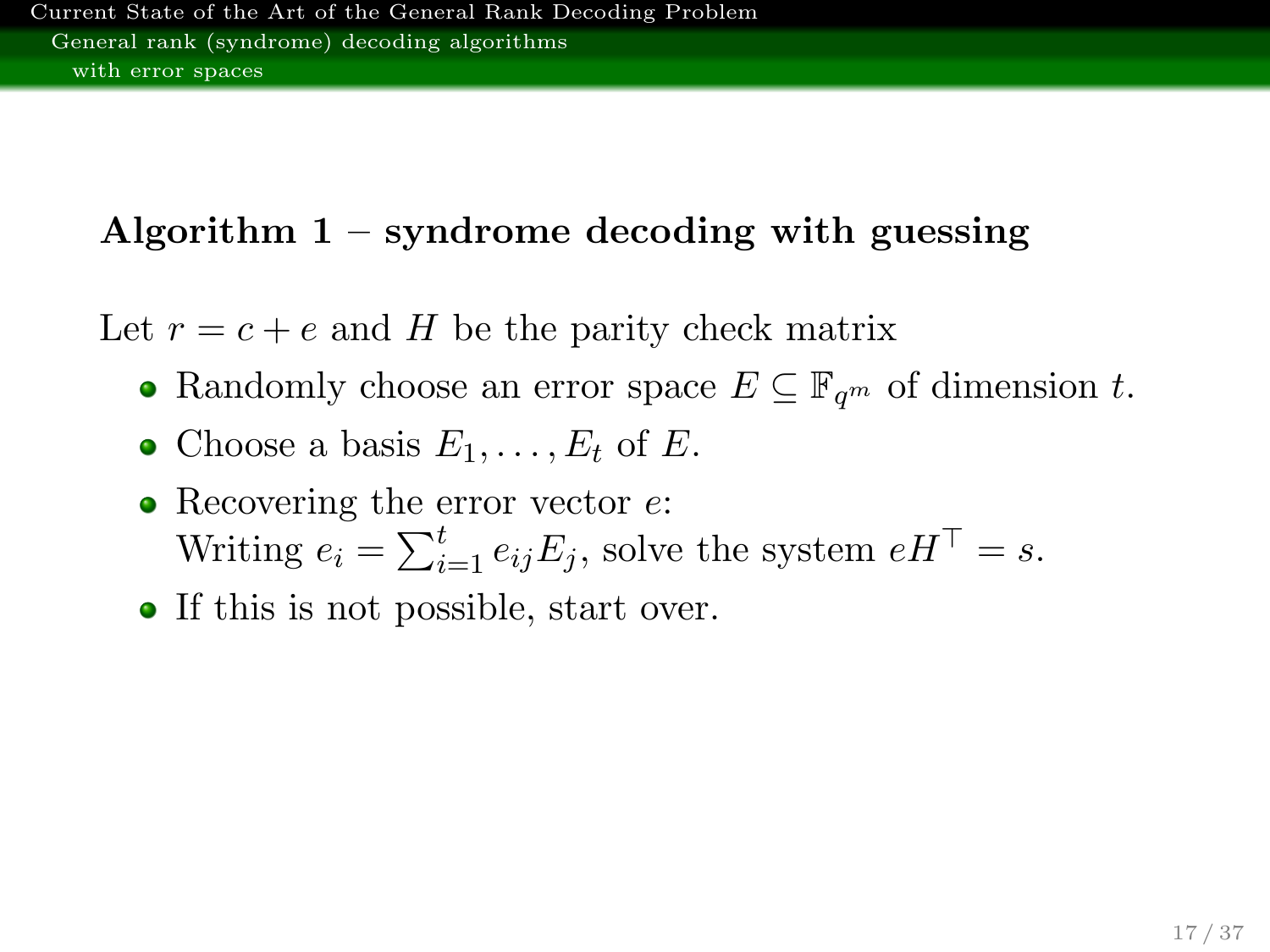**Algorithm 1 – syndrome decoding with guessing**

Let $r = c + e$ and $H$ be the parity check matrix

- Randomly choose an error space $E \subseteq \mathbb{F}_{q^m}$ of dimension $t$.
- Choose a basis $E_1, \ldots, E_t$ of $E$.
- Recovering the error vector $e$:
  Writing $e_i = \sum_{i=1}^{t} e_{ij} E_j$, solve the system $eH^\top = s$.
- If this is not possible, start over.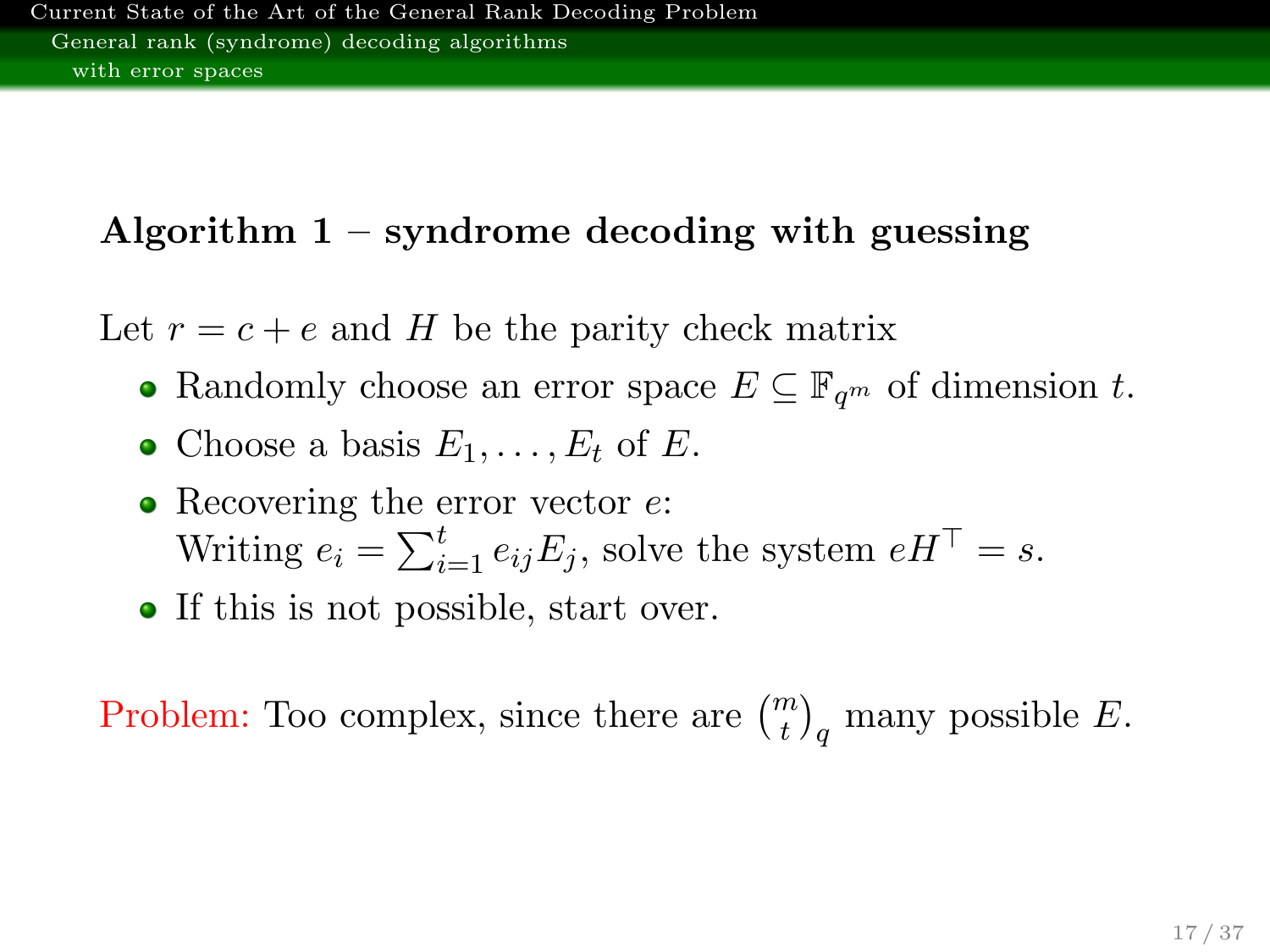**Algorithm 1 – syndrome decoding with guessing**

Let $r = c + e$ and $H$ be the parity check matrix

- Randomly choose an error space $E \subseteq \mathbb{F}_{q^m}$ of dimension $t$.
- Choose a basis $E_1, \ldots, E_t$ of $E$.
- Recovering the error vector $e$:
  Writing $e_i = \sum_{i=1}^{t} e_{ij} E_j$, solve the system $eH^\top = s$.
- If this is not possible, start over.

Problem: Too complex, since there are $\binom{m}{t}_q$ many possible $E$.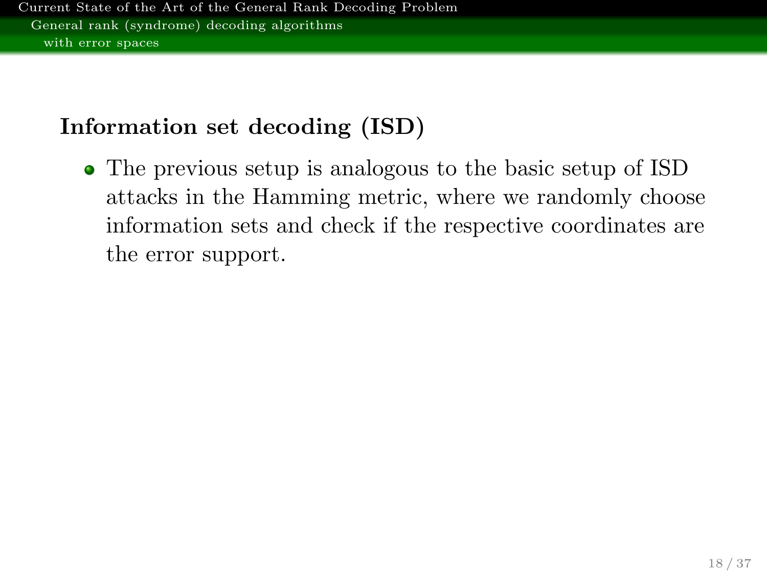## Information set decoding (ISD)

- The previous setup is analogous to the basic setup of ISD attacks in the Hamming metric, where we randomly choose information sets and check if the respective coordinates are the error support.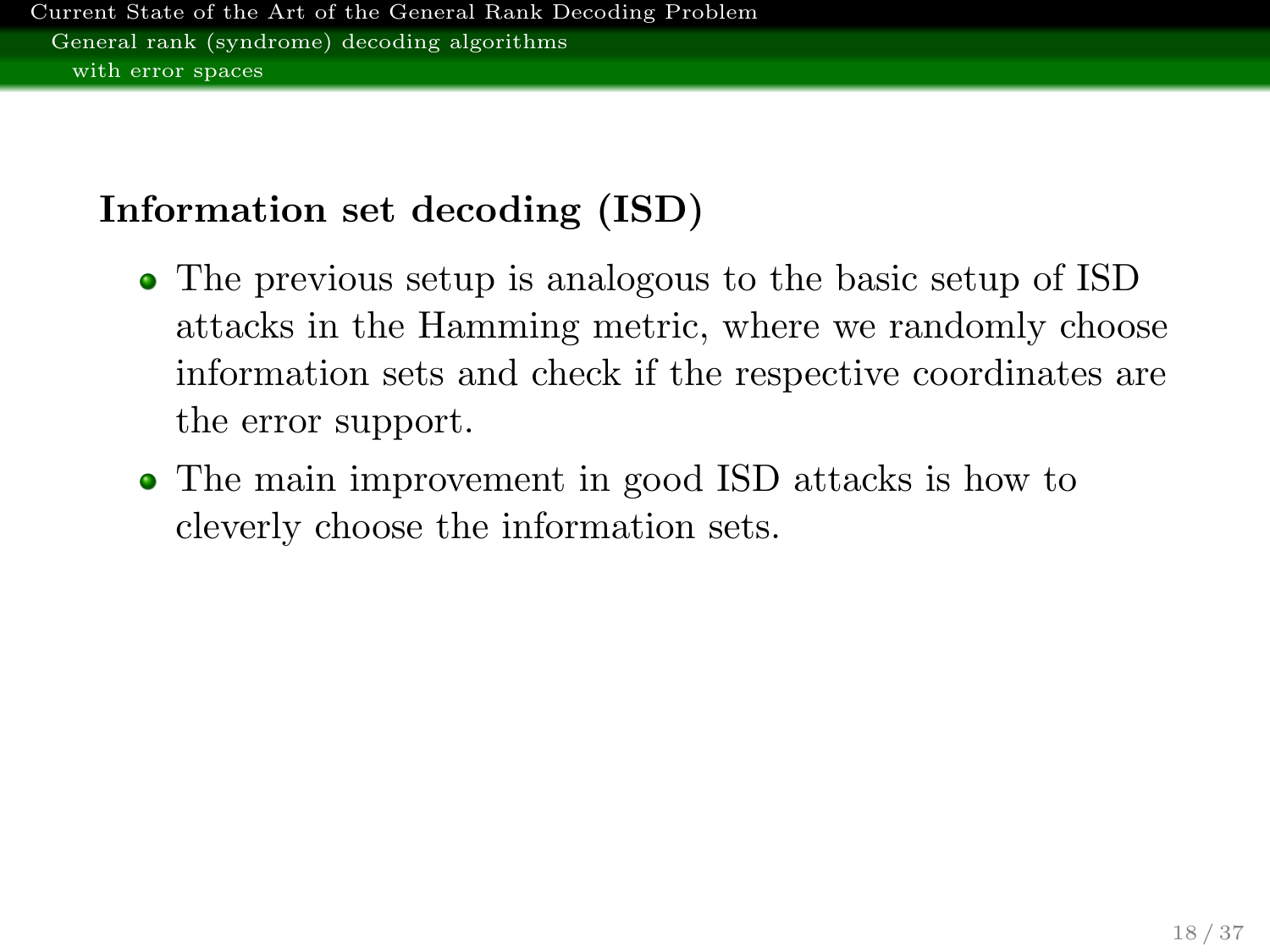## Information set decoding (ISD)

- The previous setup is analogous to the basic setup of ISD attacks in the Hamming metric, where we randomly choose information sets and check if the respective coordinates are the error support.
- The main improvement in good ISD attacks is how to cleverly choose the information sets.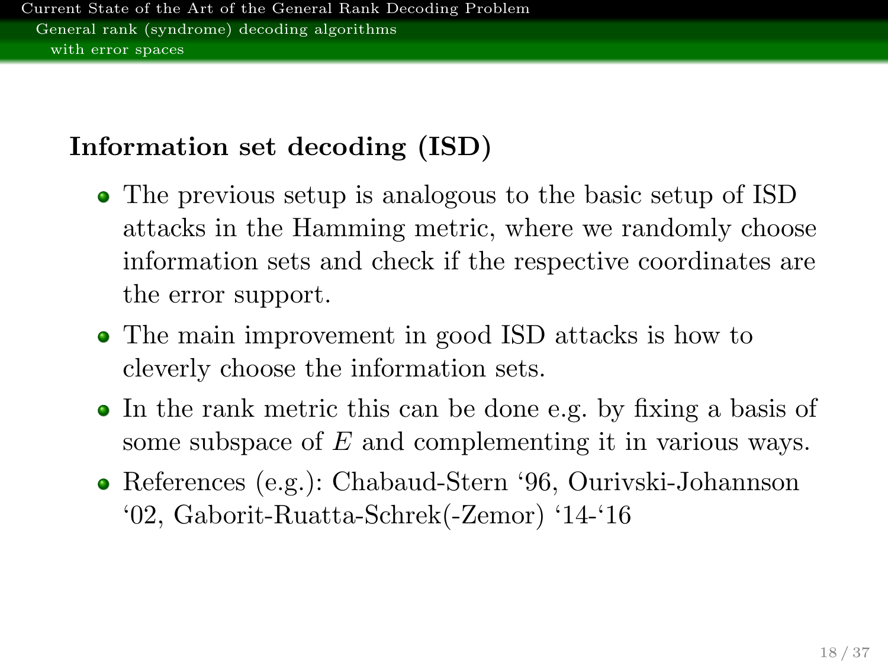## Information set decoding (ISD)

- The previous setup is analogous to the basic setup of ISD attacks in the Hamming metric, where we randomly choose information sets and check if the respective coordinates are the error support.
- The main improvement in good ISD attacks is how to cleverly choose the information sets.
- In the rank metric this can be done e.g. by fixing a basis of some subspace of $E$ and complementing it in various ways.
- References (e.g.): Chabaud-Stern '96, Ourivski-Johannson '02, Gaborit-Ruatta-Schrek(-Zemor) '14-'16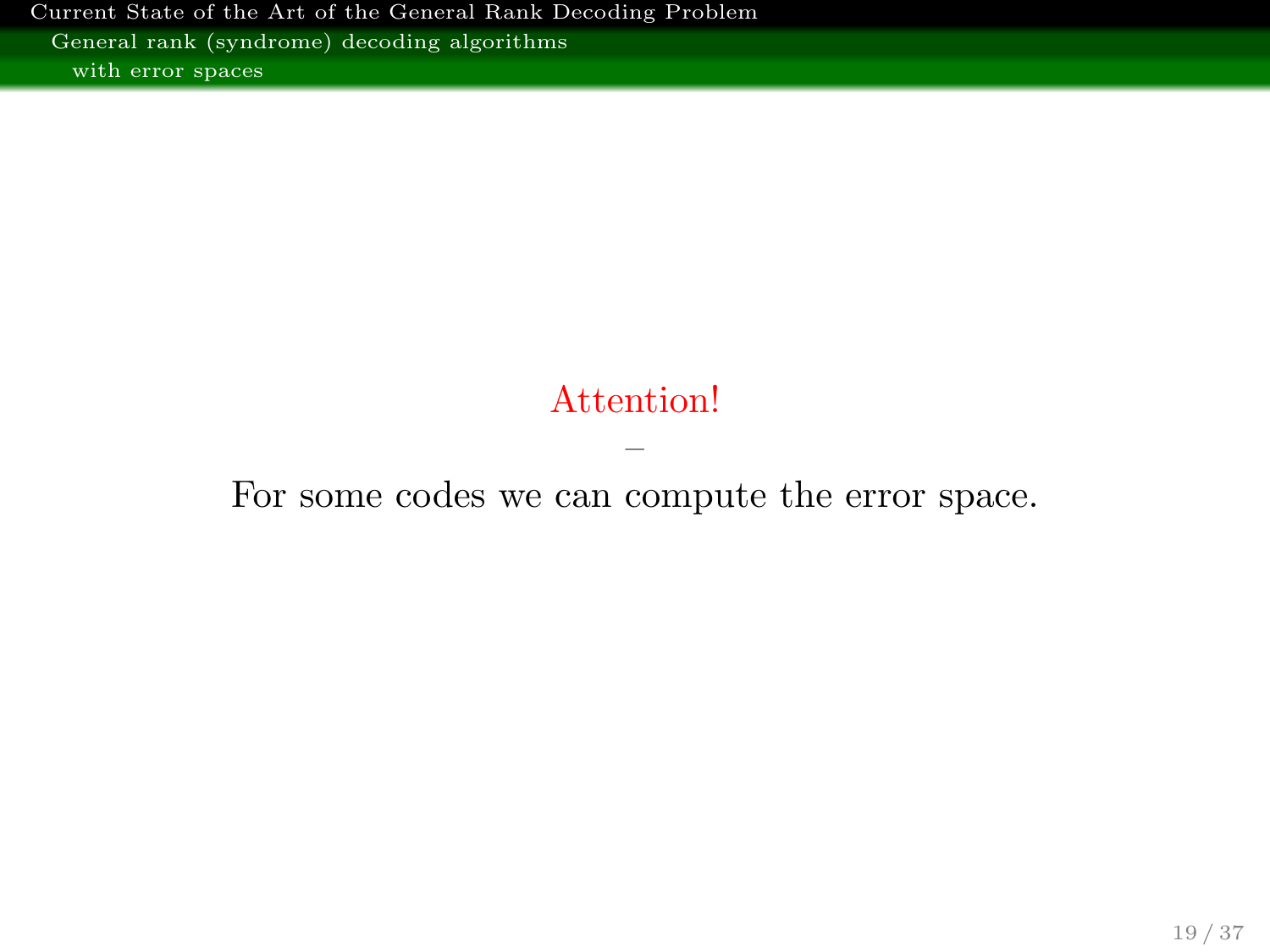Attention!

—

For some codes we can compute the error space.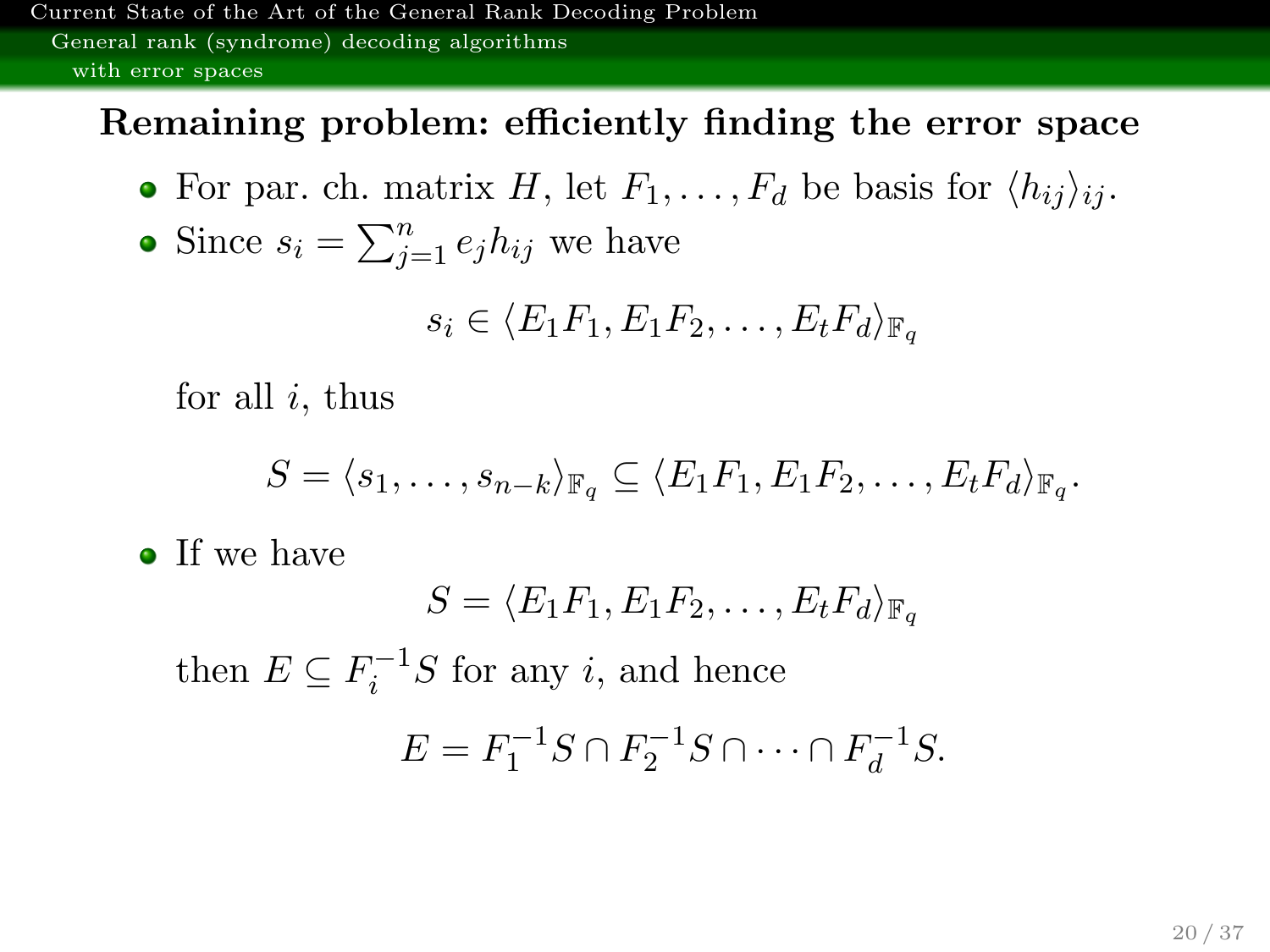## Remaining problem: efficiently finding the error space

- For par. ch. matrix $H$, let $F_1, \ldots, F_d$ be basis for $\langle h_{ij} \rangle_{ij}$.
- Since $s_i = \sum_{j=1}^{n} e_j h_{ij}$ we have

$$s_i \in \langle E_1 F_1, E_1 F_2, \ldots, E_t F_d \rangle_{\mathbb{F}_q}$$

  for all $i$, thus

$$S = \langle s_1, \ldots, s_{n-k} \rangle_{\mathbb{F}_q} \subseteq \langle E_1 F_1, E_1 F_2, \ldots, E_t F_d \rangle_{\mathbb{F}_q}.$$

- If we have

$$S = \langle E_1 F_1, E_1 F_2, \ldots, E_t F_d \rangle_{\mathbb{F}_q}$$

  then $E \subseteq F_i^{-1} S$ for any $i$, and hence

$$E = F_1^{-1} S \cap F_2^{-1} S \cap \cdots \cap F_d^{-1} S.$$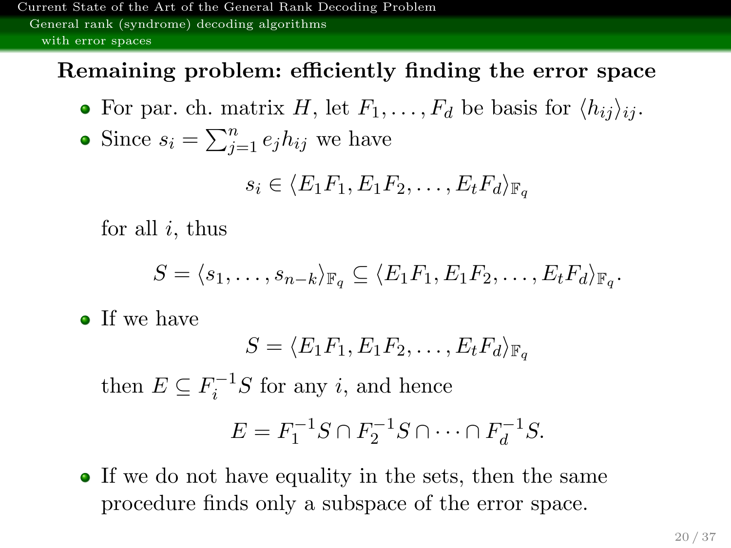## Remaining problem: efficiently finding the error space

- For par. ch. matrix $H$, let $F_1, \ldots, F_d$ be basis for $\langle h_{ij} \rangle_{ij}$.
- Since $s_i = \sum_{j=1}^{n} e_j h_{ij}$ we have

  $$s_i \in \langle E_1F_1, E_1F_2, \ldots, E_tF_d \rangle_{\mathbb{F}_q}$$

  for all $i$, thus

  $$S = \langle s_1, \ldots, s_{n-k} \rangle_{\mathbb{F}_q} \subseteq \langle E_1F_1, E_1F_2, \ldots, E_tF_d \rangle_{\mathbb{F}_q}.$$

- If we have

  $$S = \langle E_1F_1, E_1F_2, \ldots, E_tF_d \rangle_{\mathbb{F}_q}$$

  then $E \subseteq F_i^{-1}S$ for any $i$, and hence

  $$E = F_1^{-1}S \cap F_2^{-1}S \cap \cdots \cap F_d^{-1}S.$$

- If we do not have equality in the sets, then the same procedure finds only a subspace of the error space.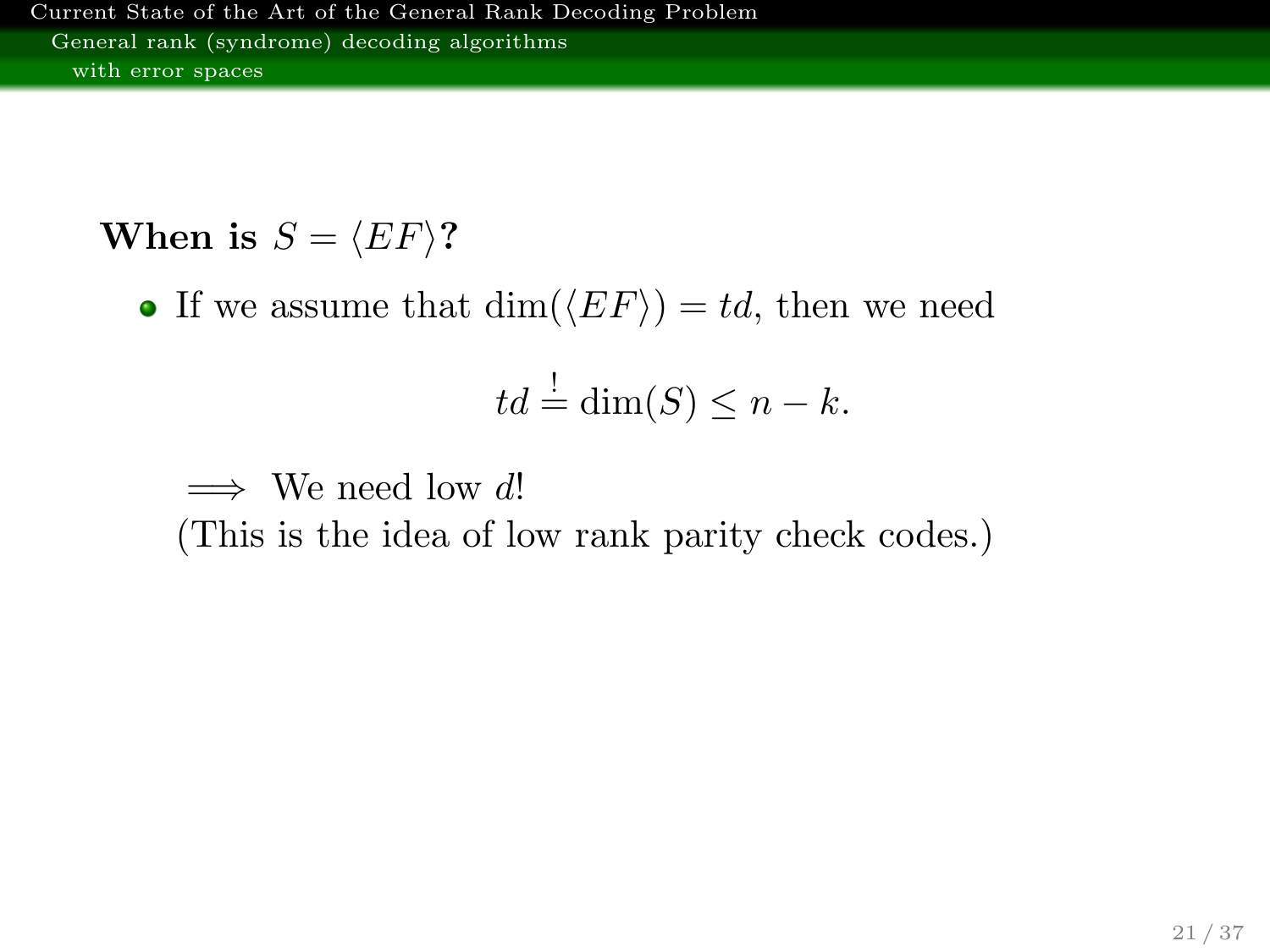**When is $S = \langle EF \rangle$?**

- If we assume that $\dim(\langle EF \rangle) = td$, then we need

$$td \stackrel{!}{=} \dim(S) \leq n - k.$$

$\Longrightarrow$ We need low $d$!
(This is the idea of low rank parity check codes.)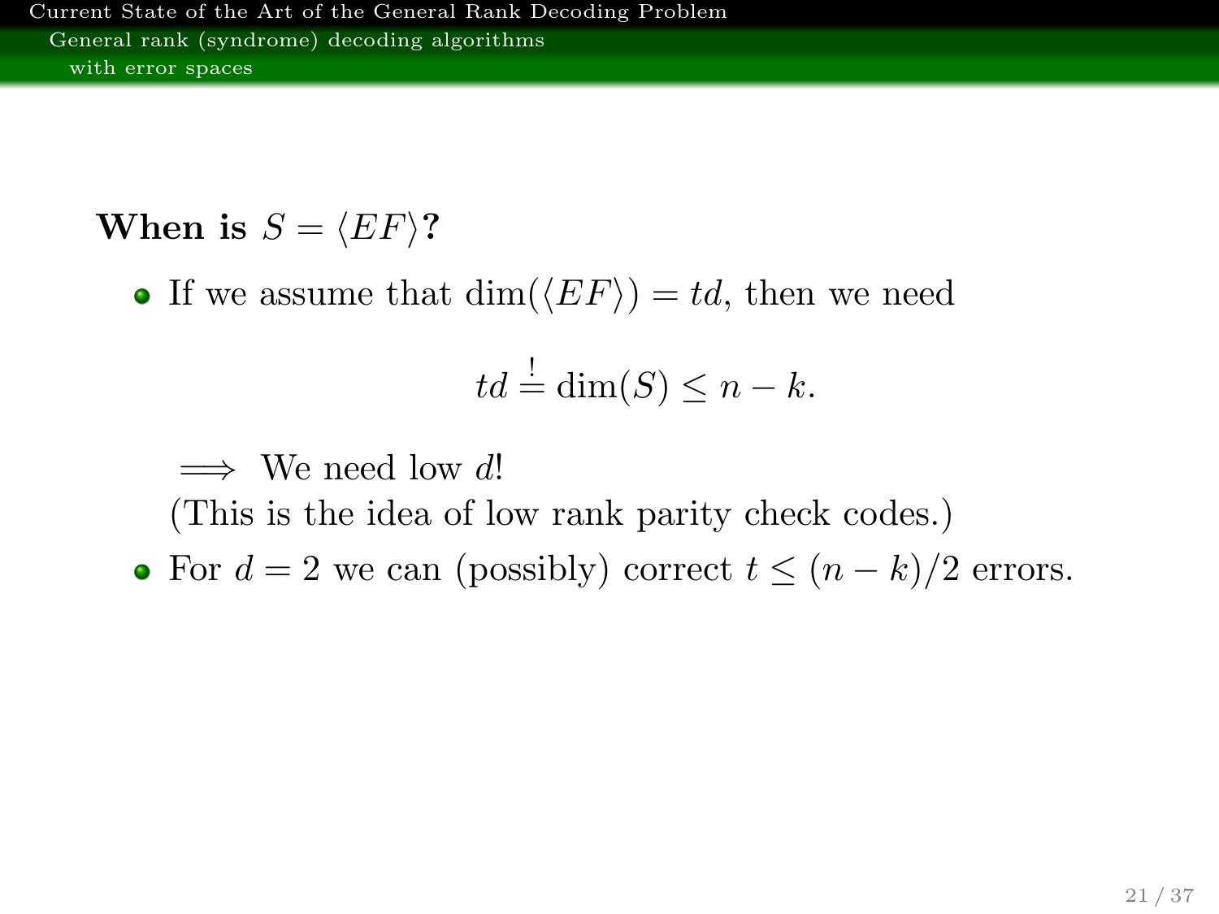**When is $S = \langle EF \rangle$?**

- If we assume that $\dim(\langle EF \rangle) = td$, then we need

$$td \stackrel{!}{=} \dim(S) \leq n - k.$$

  $\Longrightarrow$ We need low $d$!
  (This is the idea of low rank parity check codes.)

- For $d = 2$ we can (possibly) correct $t \leq (n-k)/2$ errors.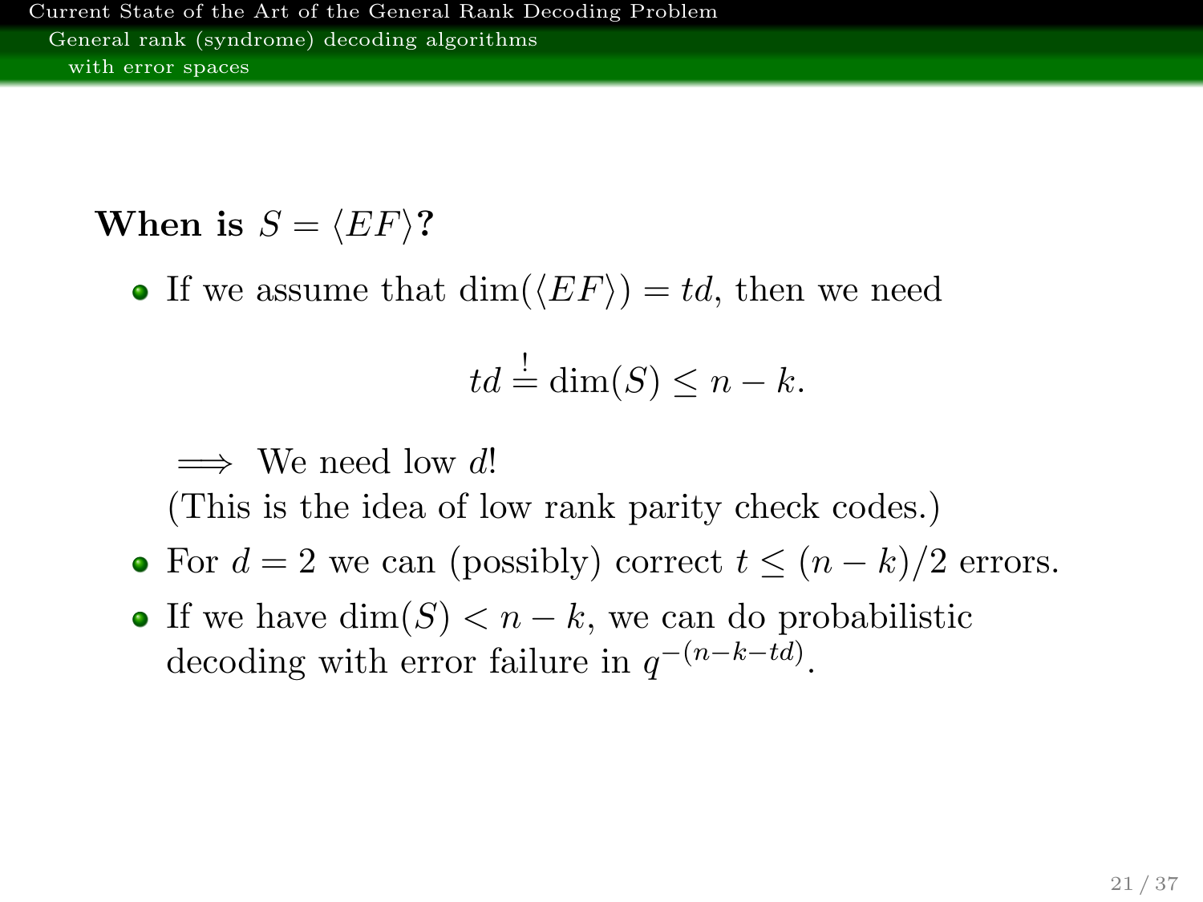**When is $S = \langle EF \rangle$?**

- If we assume that $\dim(\langle EF \rangle) = td$, then we need

$$td \stackrel{!}{=} \dim(S) \leq n - k.$$

  $\implies$ We need low $d$!
  (This is the idea of low rank parity check codes.)

- For $d = 2$ we can (possibly) correct $t \leq (n-k)/2$ errors.
- If we have $\dim(S) < n - k$, we can do probabilistic decoding with error failure in $q^{-(n-k-td)}$.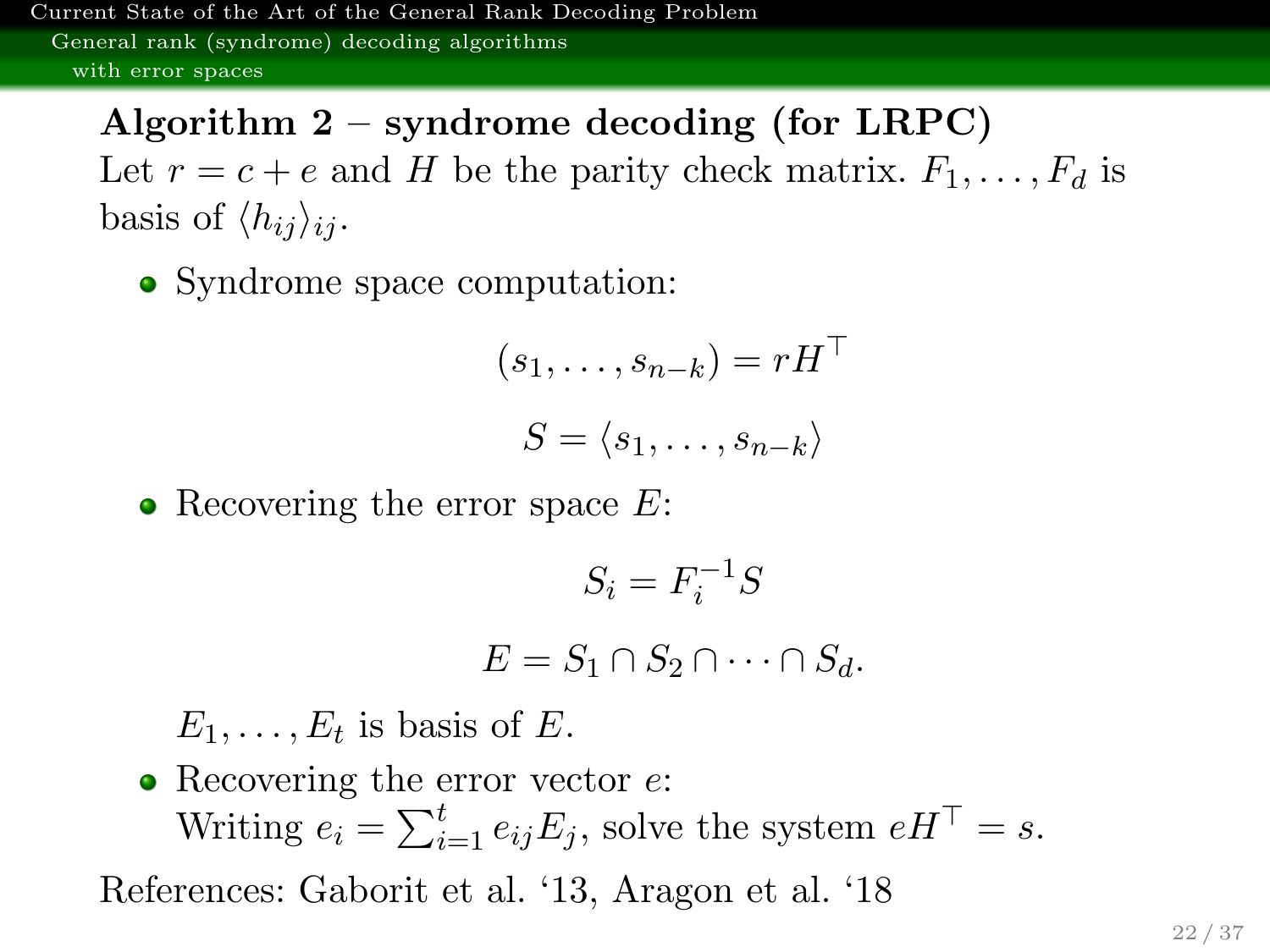**Algorithm 2 – syndrome decoding (for LRPC)**

Let $r = c + e$ and $H$ be the parity check matrix. $F_1, \ldots, F_d$ is basis of $\langle h_{ij} \rangle_{ij}$.

- Syndrome space computation:

$$(s_1, \ldots, s_{n-k}) = rH^\top$$

$$S = \langle s_1, \ldots, s_{n-k} \rangle$$

- Recovering the error space $E$:

$$S_i = F_i^{-1} S$$

$$E = S_1 \cap S_2 \cap \cdots \cap S_d.$$

  $E_1, \ldots, E_t$ is basis of $E$.

- Recovering the error vector $e$:
  Writing $e_i = \sum_{i=1}^{t} e_{ij} E_j$, solve the system $eH^\top = s$.

References: Gaborit et al. '13, Aragon et al. '18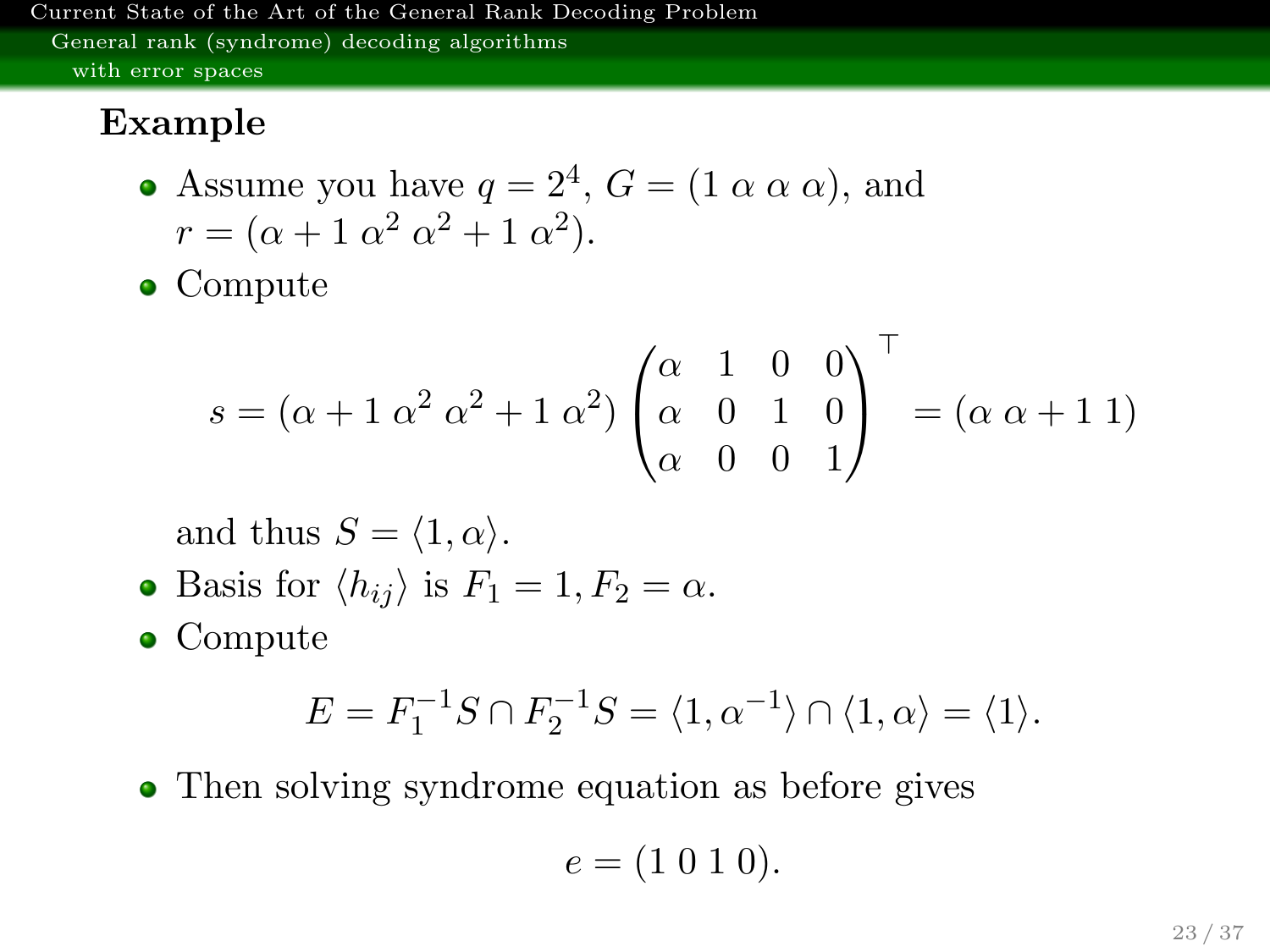## Example

- Assume you have $q = 2^4$, $G = (1 \; \alpha \; \alpha \; \alpha)$, and $r = (\alpha + 1 \; \alpha^2 \; \alpha^2 + 1 \; \alpha^2)$.
- Compute

$$s = (\alpha + 1 \; \alpha^2 \; \alpha^2 + 1 \; \alpha^2) \begin{pmatrix} \alpha & 1 & 0 & 0 \\ \alpha & 0 & 1 & 0 \\ \alpha & 0 & 0 & 1 \end{pmatrix}^\top = (\alpha \; \alpha + 1 \; 1)$$

  and thus $S = \langle 1, \alpha \rangle$.
- Basis for $\langle h_{ij} \rangle$ is $F_1 = 1, F_2 = \alpha$.
- Compute

$$E = F_1^{-1} S \cap F_2^{-1} S = \langle 1, \alpha^{-1} \rangle \cap \langle 1, \alpha \rangle = \langle 1 \rangle.$$

- Then solving syndrome equation as before gives

$$e = (1 \; 0 \; 1 \; 0).$$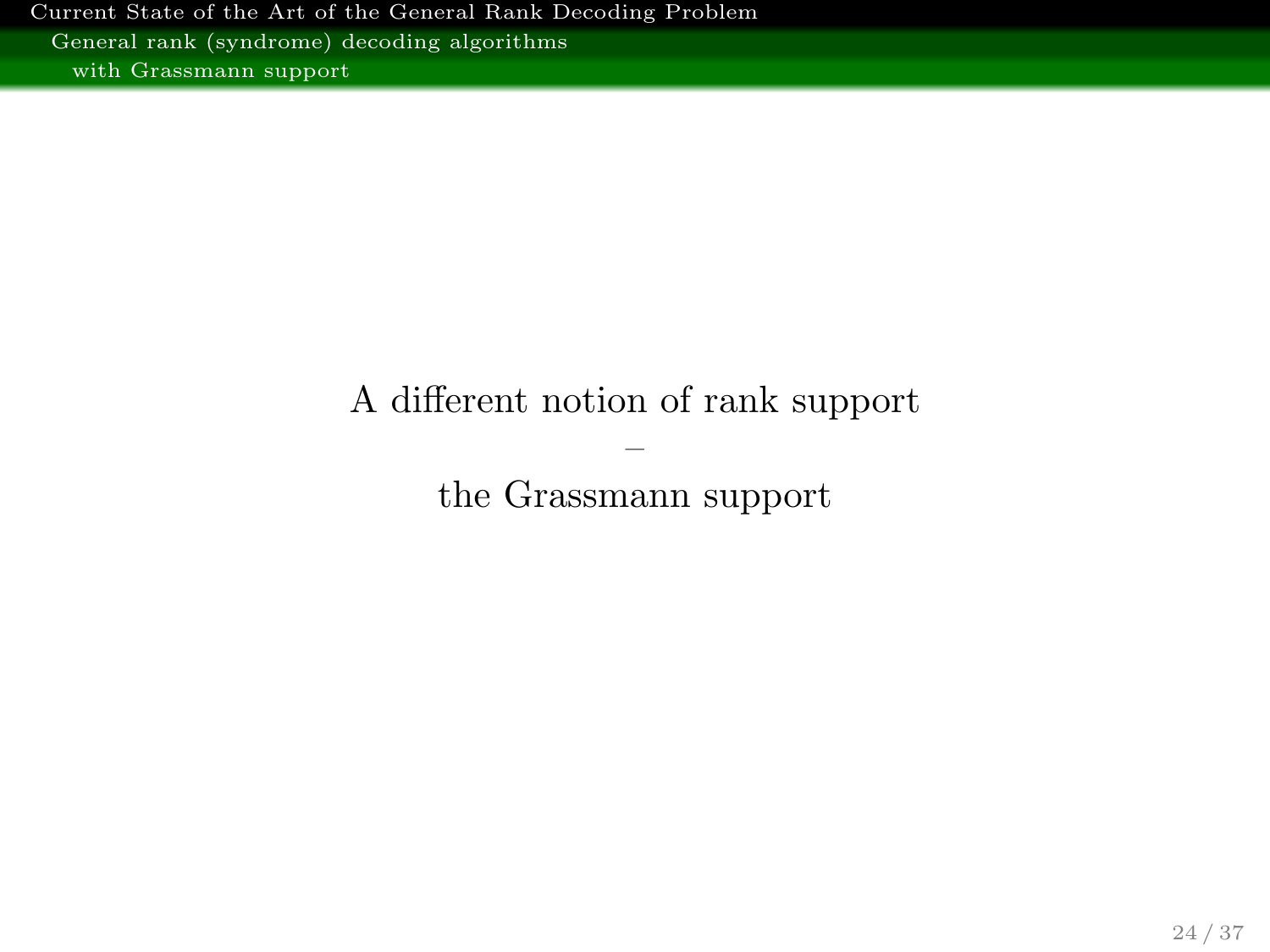A different notion of rank support

–

the Grassmann support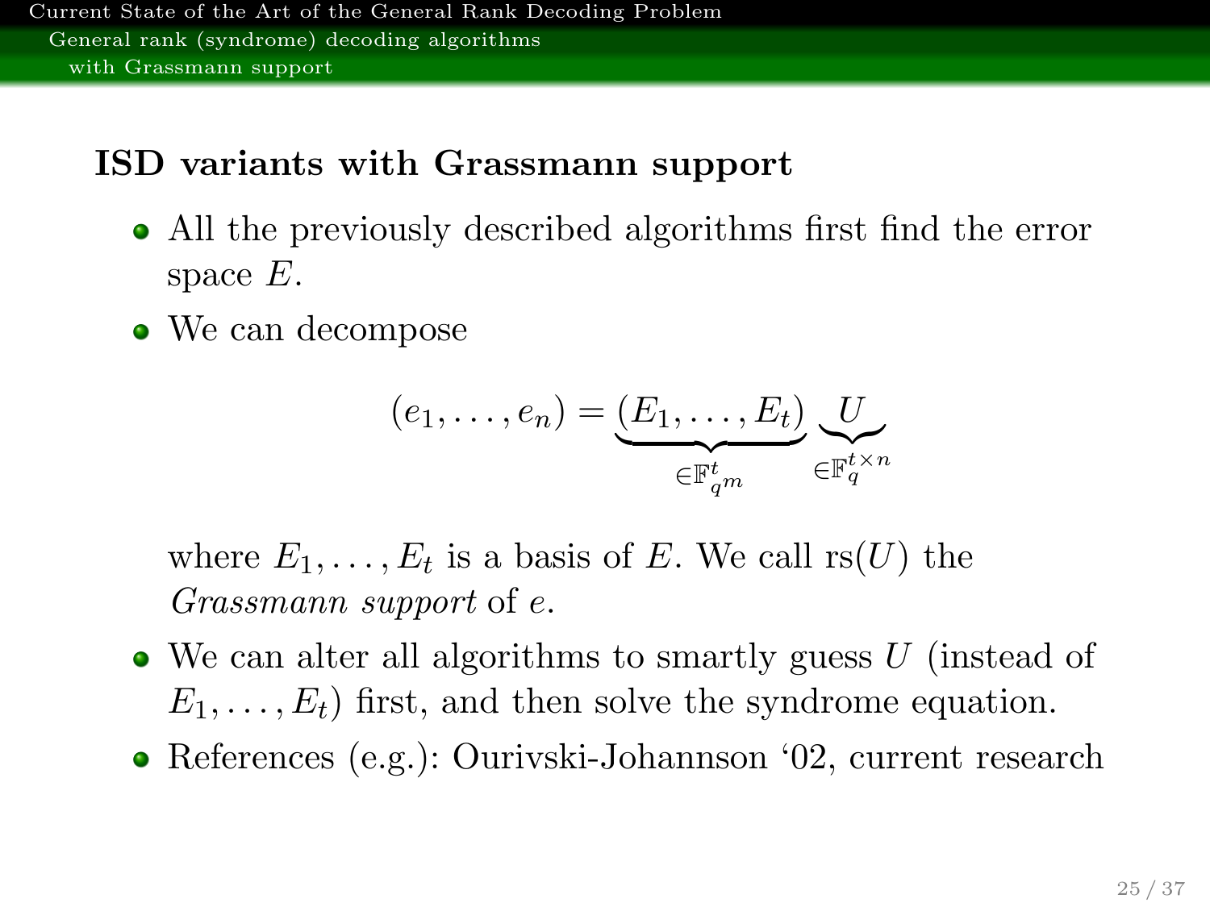## ISD variants with Grassmann support

- All the previously described algorithms first find the error space $E$.
- We can decompose

$$(e_1, \ldots, e_n) = \underbrace{(E_1, \ldots, E_t)}_{\in \mathbb{F}_{q^m}^t} \underbrace{U}_{\in \mathbb{F}_q^{t \times n}}$$

  where $E_1, \ldots, E_t$ is a basis of $E$. We call $\mathrm{rs}(U)$ the *Grassmann support* of $e$.
- We can alter all algorithms to smartly guess $U$ (instead of $E_1, \ldots, E_t$) first, and then solve the syndrome equation.
- References (e.g.): Ourivski-Johannson '02, current research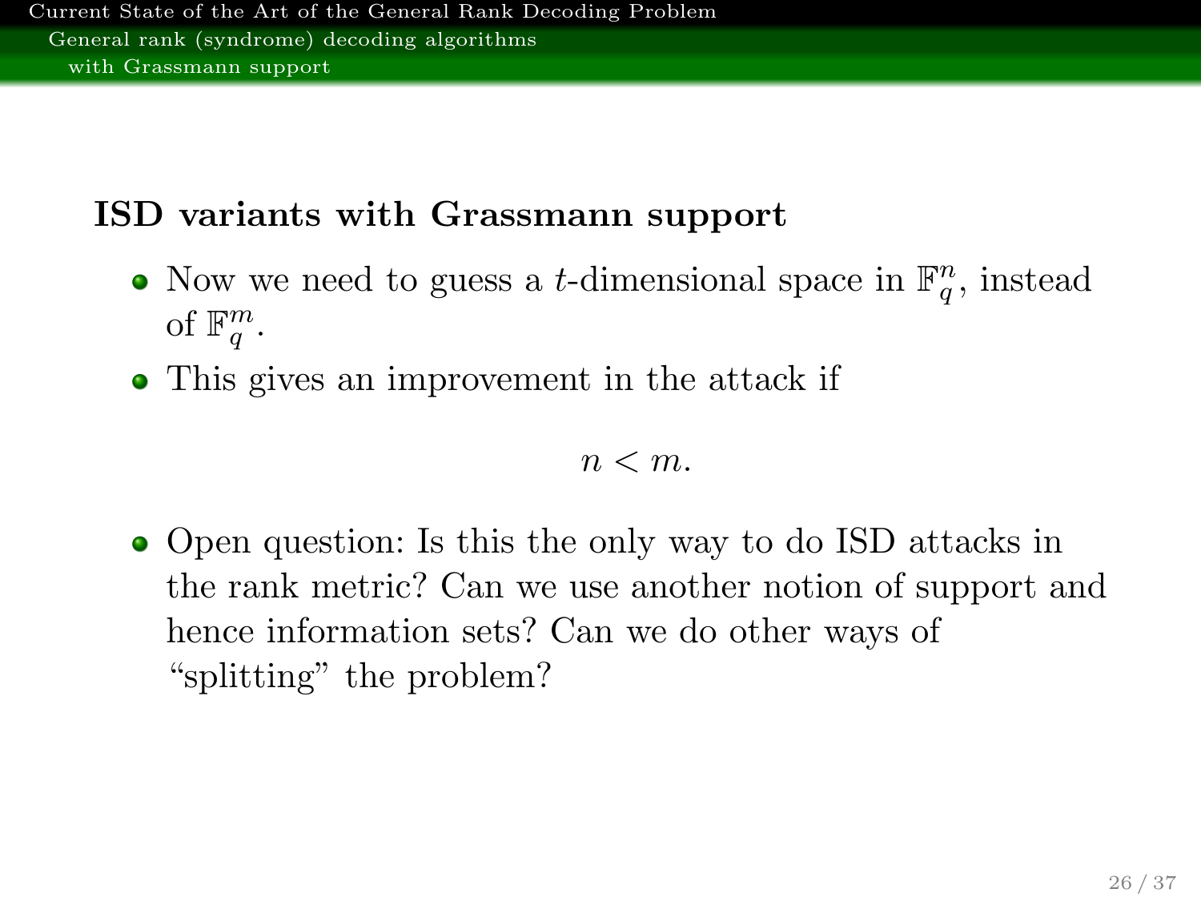**ISD variants with Grassmann support**

- Now we need to guess a $t$-dimensional space in $\mathbb{F}_q^n$, instead of $\mathbb{F}_q^m$.
- This gives an improvement in the attack if

$$n < m.$$

- Open question: Is this the only way to do ISD attacks in the rank metric? Can we use another notion of support and hence information sets? Can we do other ways of "splitting" the problem?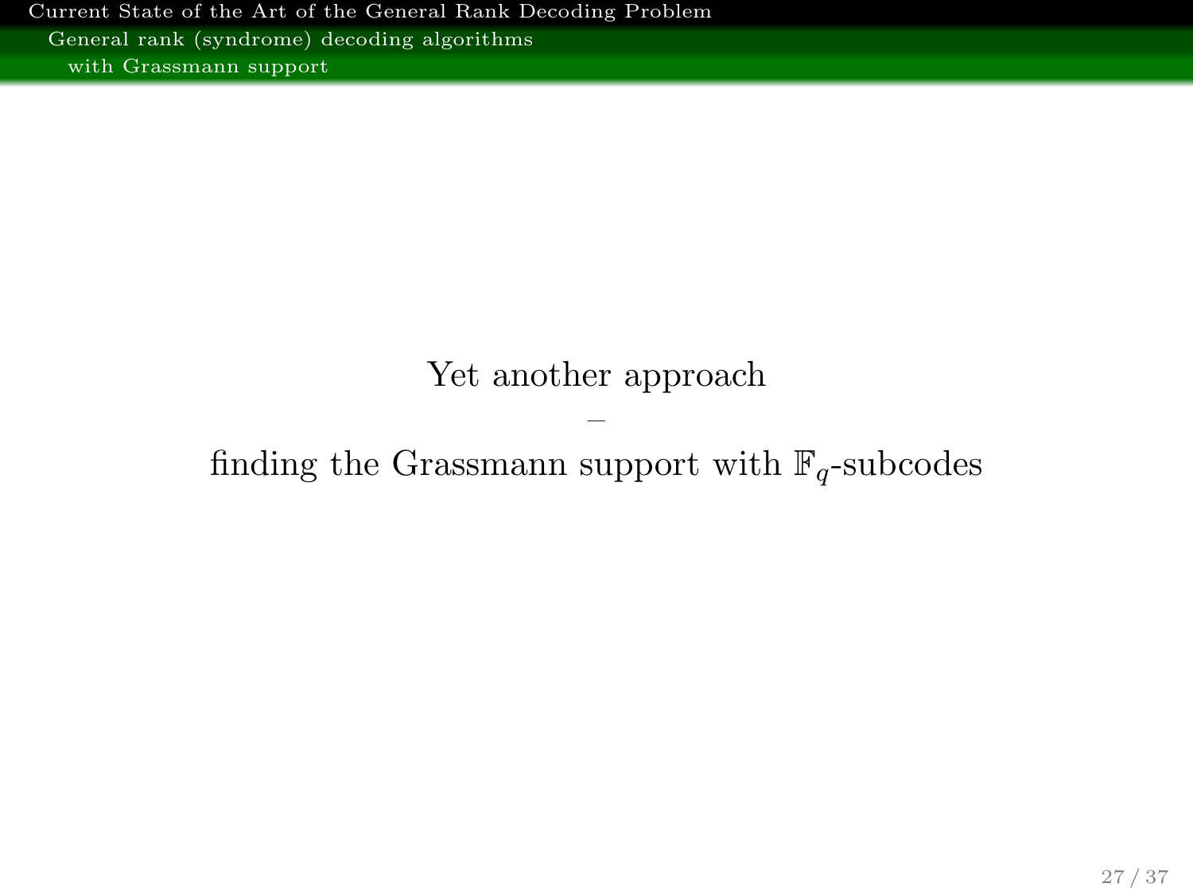Yet another approach

–

finding the Grassmann support with $\mathbb{F}_q$-subcodes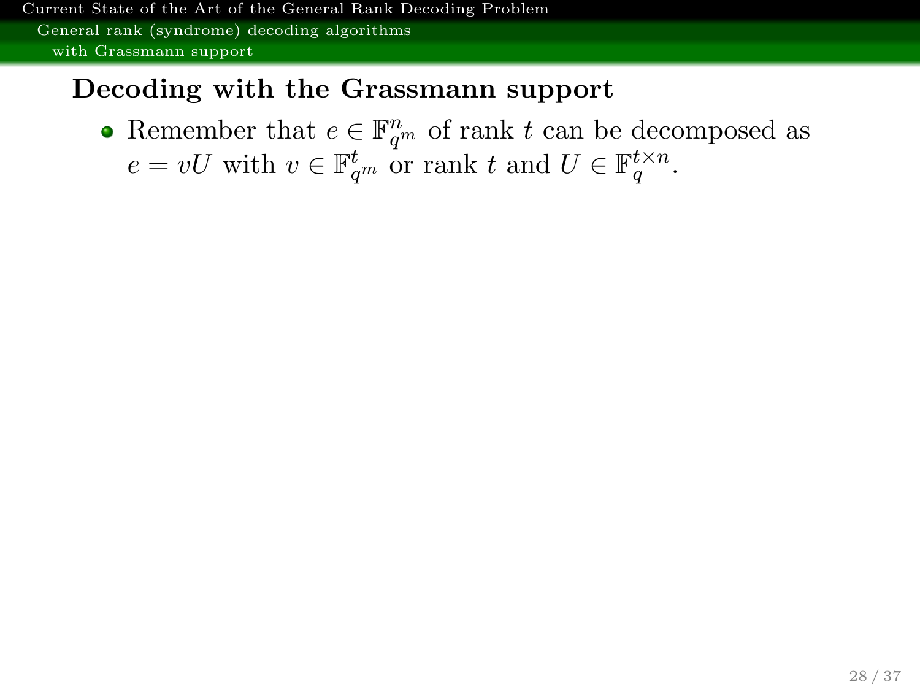## Decoding with the Grassmann support

- Remember that $e \in \mathbb{F}_{q^m}^n$ of rank $t$ can be decomposed as $e = vU$ with $v \in \mathbb{F}_{q^m}^t$ or rank $t$ and $U \in \mathbb{F}_q^{t \times n}$.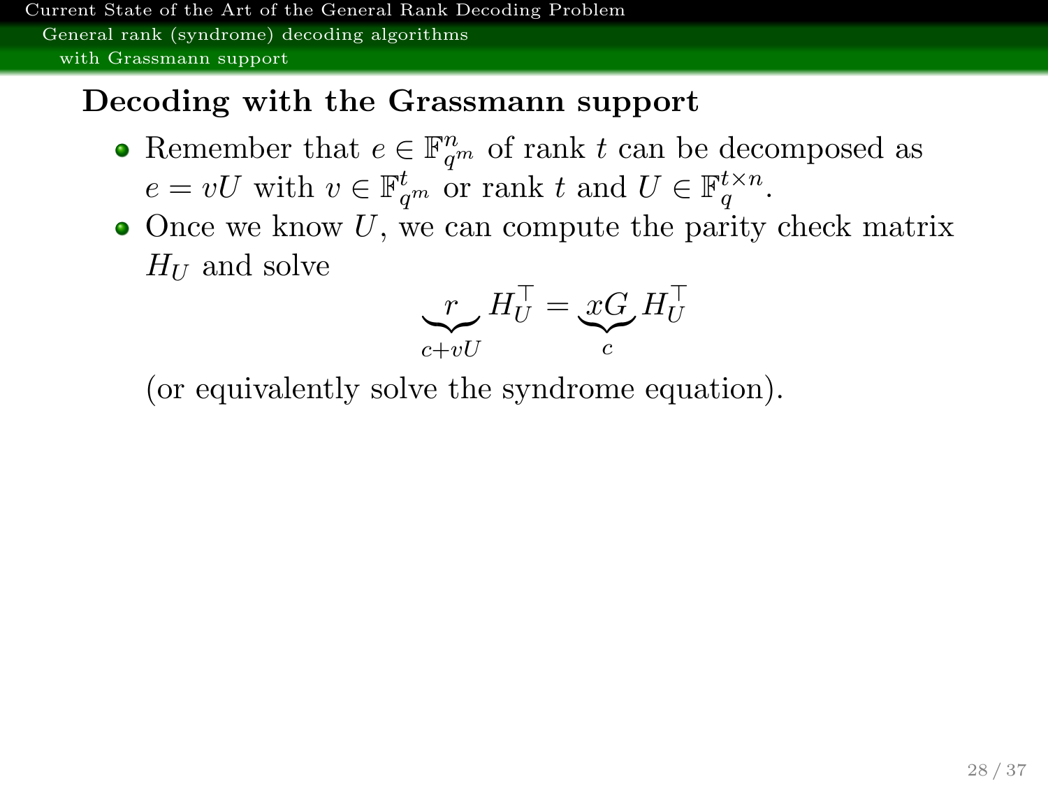## Decoding with the Grassmann support

- Remember that $e \in \mathbb{F}_{q^m}^n$ of rank $t$ can be decomposed as $e = vU$ with $v \in \mathbb{F}_{q^m}^t$ or rank $t$ and $U \in \mathbb{F}_q^{t \times n}$.
- Once we know $U$, we can compute the parity check matrix $H_U$ and solve

$$\underbrace{r}_{c+vU} H_U^\top = \underbrace{xG}_{c} H_U^\top$$

(or equivalently solve the syndrome equation).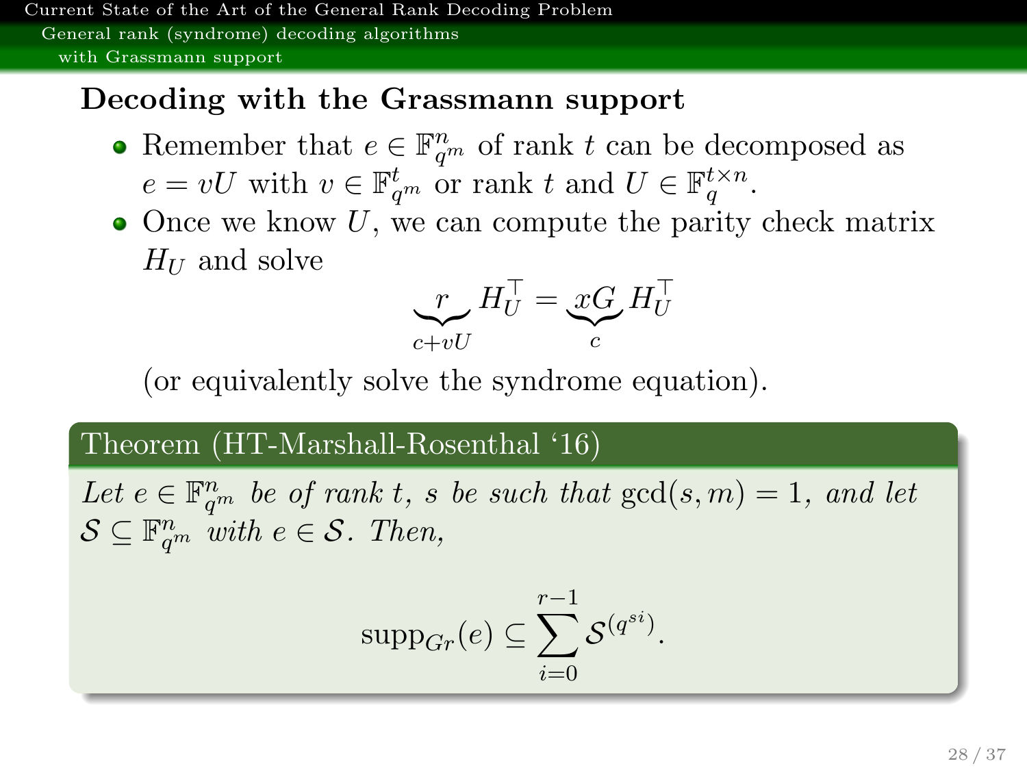## Decoding with the Grassmann support

- Remember that $e \in \mathbb{F}_{q^m}^n$ of rank $t$ can be decomposed as $e = vU$ with $v \in \mathbb{F}_{q^m}^t$ or rank $t$ and $U \in \mathbb{F}_q^{t \times n}$.
- Once we know $U$, we can compute the parity check matrix $H_U$ and solve

$$\underbrace{r}_{c+vU} H_U^\top = \underbrace{xG}_{c} H_U^\top$$

(or equivalently solve the syndrome equation).

**Theorem (HT-Marshall-Rosenthal '16)**

*Let $e \in \mathbb{F}_{q^m}^n$ be of rank $t$, $s$ be such that $\gcd(s, m) = 1$, and let $\mathcal{S} \subseteq \mathbb{F}_{q^m}^n$ with $e \in \mathcal{S}$. Then,*

$$\mathrm{supp}_{Gr}(e) \subseteq \sum_{i=0}^{r-1} \mathcal{S}^{(q^{si})}.$$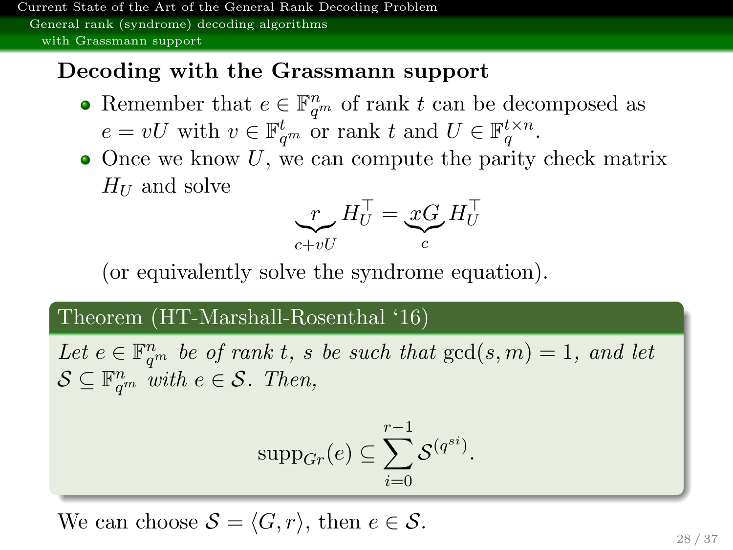## Decoding with the Grassmann support

- Remember that $e \in \mathbb{F}_{q^m}^n$ of rank $t$ can be decomposed as $e = vU$ with $v \in \mathbb{F}_{q^m}^t$ or rank $t$ and $U \in \mathbb{F}_q^{t \times n}$.
- Once we know $U$, we can compute the parity check matrix $H_U$ and solve

$$\underbrace{r}_{c+vU} H_U^\top = \underbrace{xG}_{c} H_U^\top$$

(or equivalently solve the syndrome equation).

**Theorem (HT-Marshall-Rosenthal '16)**

*Let $e \in \mathbb{F}_{q^m}^n$ be of rank $t$, $s$ be such that $\gcd(s, m) = 1$, and let $\mathcal{S} \subseteq \mathbb{F}_{q^m}^n$ with $e \in \mathcal{S}$. Then,*

$$\text{supp}_{Gr}(e) \subseteq \sum_{i=0}^{r-1} \mathcal{S}^{(q^{si})}.$$

We can choose $\mathcal{S} = \langle G, r \rangle$, then $e \in \mathcal{S}$.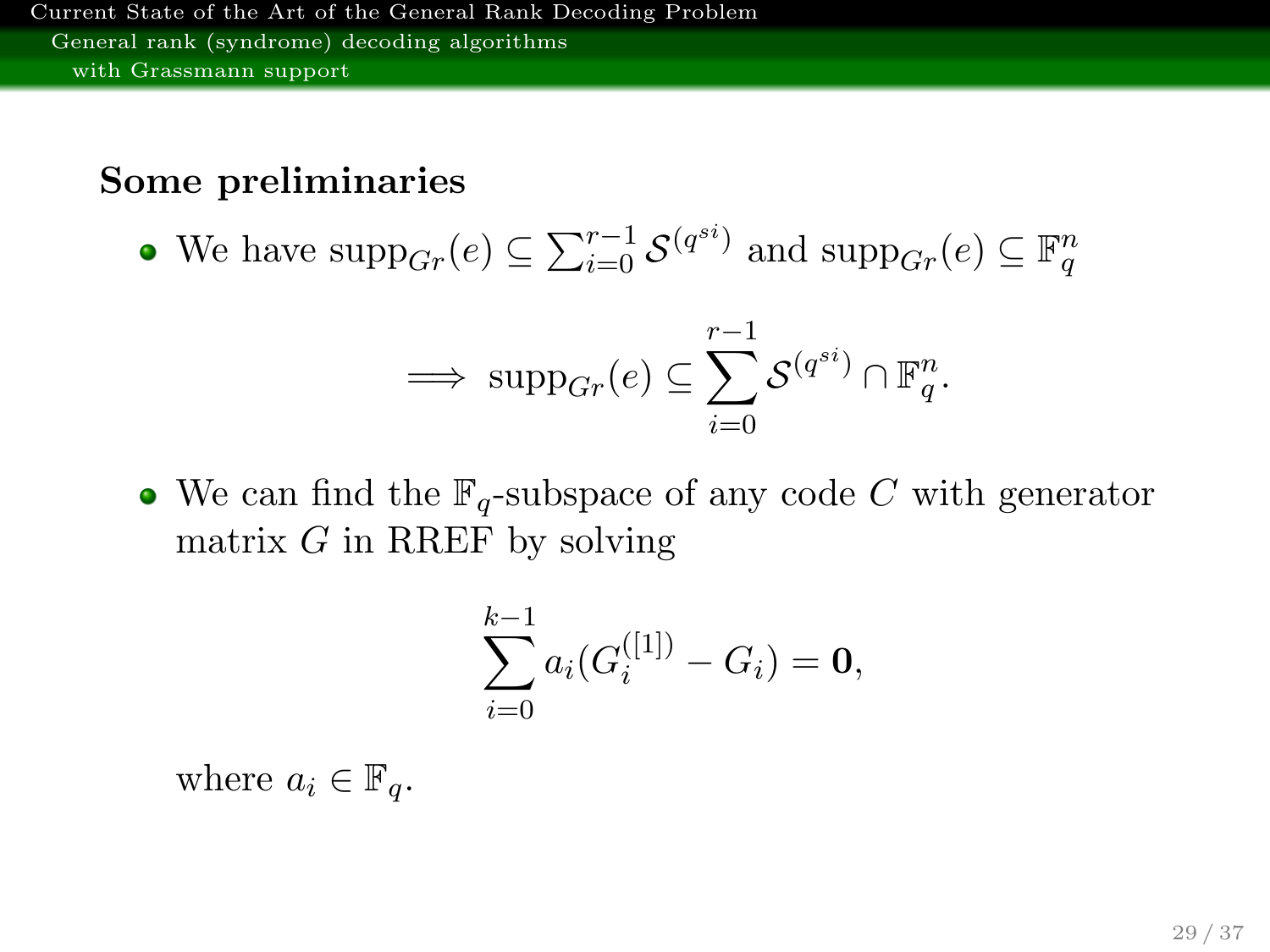### Some preliminaries

- We have $\text{supp}_{Gr}(e) \subseteq \sum_{i=0}^{r-1} \mathcal{S}^{(q^{si})}$ and $\text{supp}_{Gr}(e) \subseteq \mathbb{F}_q^n$

$$\implies \text{supp}_{Gr}(e) \subseteq \sum_{i=0}^{r-1} \mathcal{S}^{(q^{si})} \cap \mathbb{F}_q^n.$$

- We can find the $\mathbb{F}_q$-subspace of any code $C$ with generator matrix $G$ in RREF by solving

$$\sum_{i=0}^{k-1} a_i (G_i^{([1])} - G_i) = \mathbf{0},$$

where $a_i \in \mathbb{F}_q$.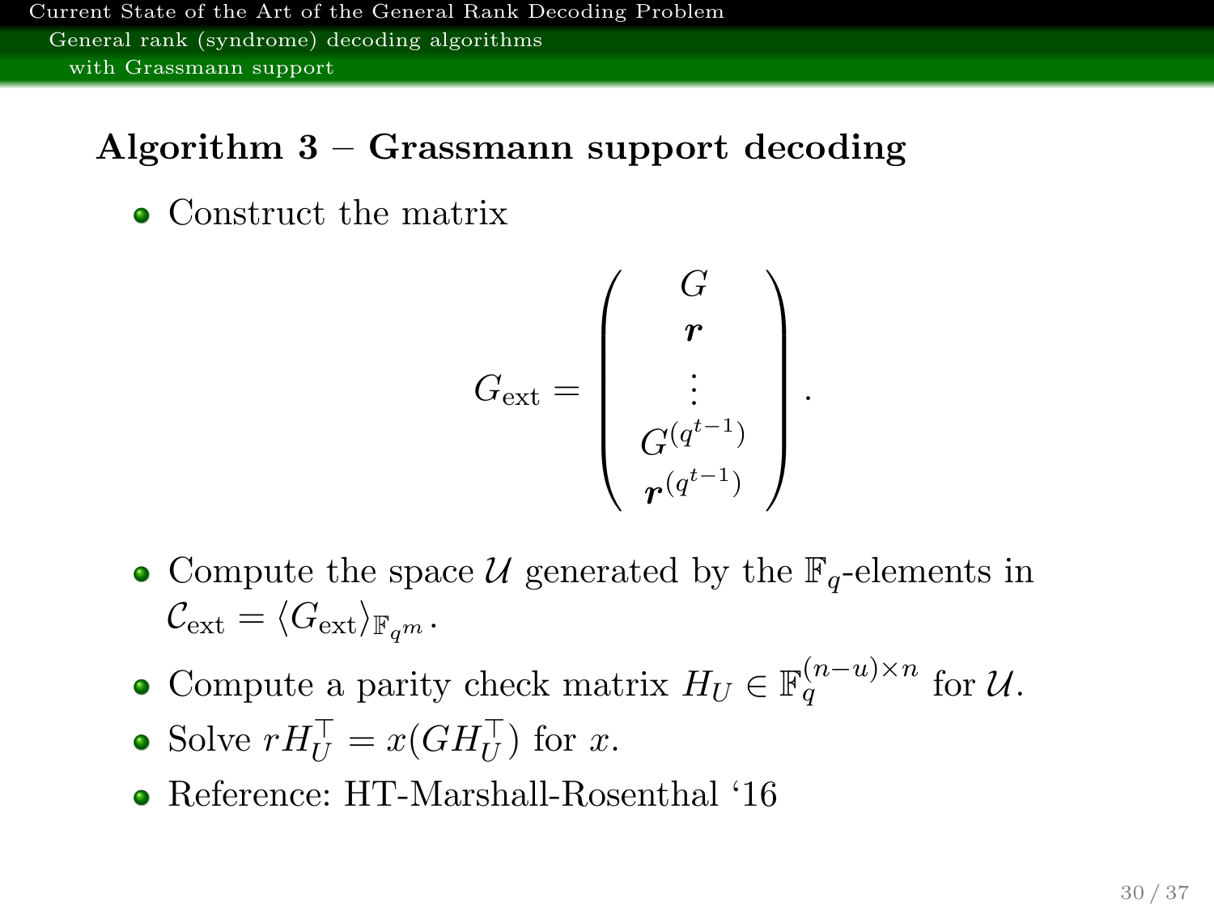### Algorithm 3 – Grassmann support decoding

- Construct the matrix

$$G_{\text{ext}} = \begin{pmatrix} G \\ \boldsymbol{r} \\ \vdots \\ G^{(q^{t-1})} \\ \boldsymbol{r}^{(q^{t-1})} \end{pmatrix}.$$

- Compute the space $\mathcal{U}$ generated by the $\mathbb{F}_q$-elements in $\mathcal{C}_{\text{ext}} = \langle G_{\text{ext}} \rangle_{\mathbb{F}_{q^m}}$.
- Compute a parity check matrix $H_U \in \mathbb{F}_q^{(n-u)\times n}$ for $\mathcal{U}$.
- Solve $rH_U^\top = x(GH_U^\top)$ for $x$.
- Reference: HT-Marshall-Rosenthal '16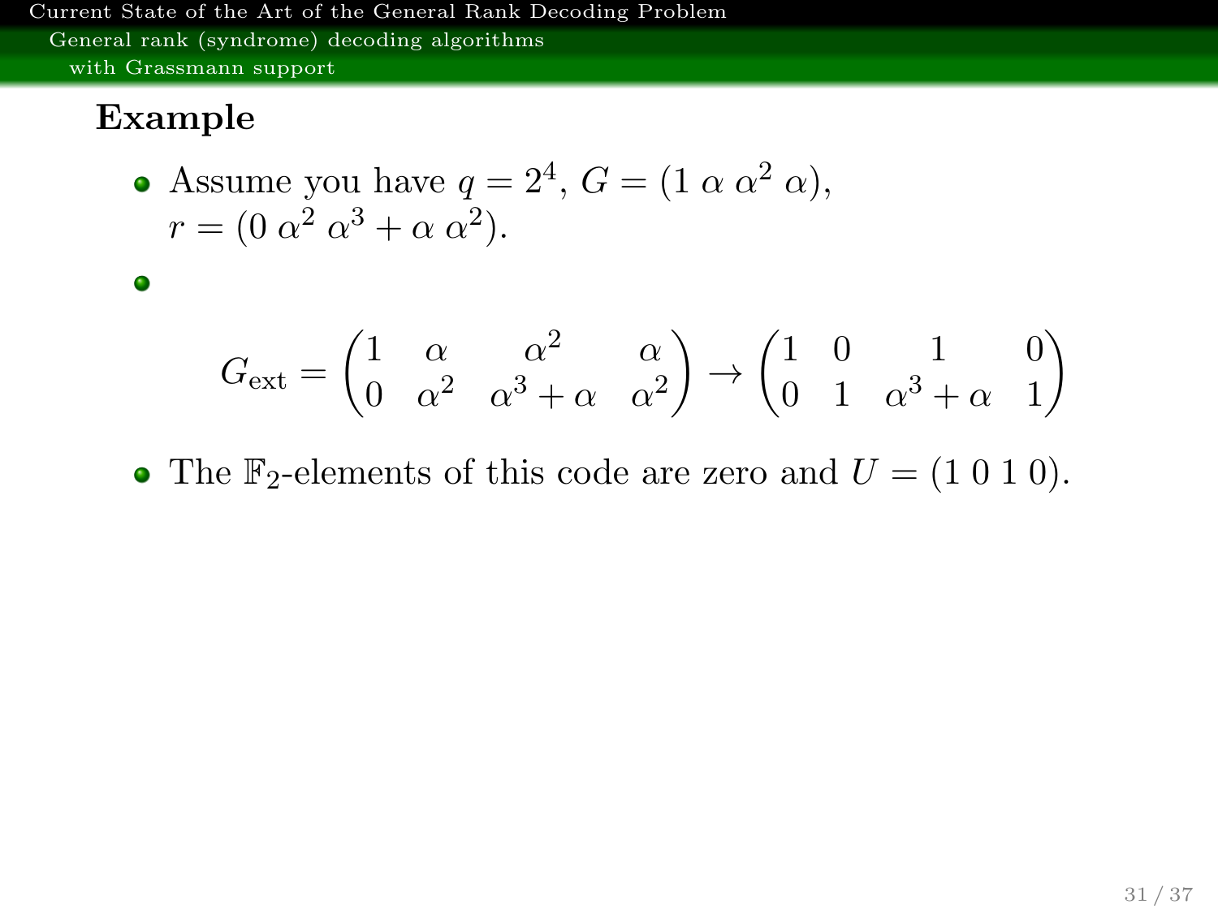## Example

- Assume you have $q = 2^4$, $G = (1 \; \alpha \; \alpha^2 \; \alpha)$, $r = (0 \; \alpha^2 \; \alpha^3 + \alpha \; \alpha^2)$.
- $$G_{\text{ext}} = \begin{pmatrix} 1 & \alpha & \alpha^2 & \alpha \\ 0 & \alpha^2 & \alpha^3 + \alpha & \alpha^2 \end{pmatrix} \to \begin{pmatrix} 1 & 0 & 1 & 0 \\ 0 & 1 & \alpha^3 + \alpha & 1 \end{pmatrix}$$
- The $\mathbb{F}_2$-elements of this code are zero and $U = (1 \; 0 \; 1 \; 0)$.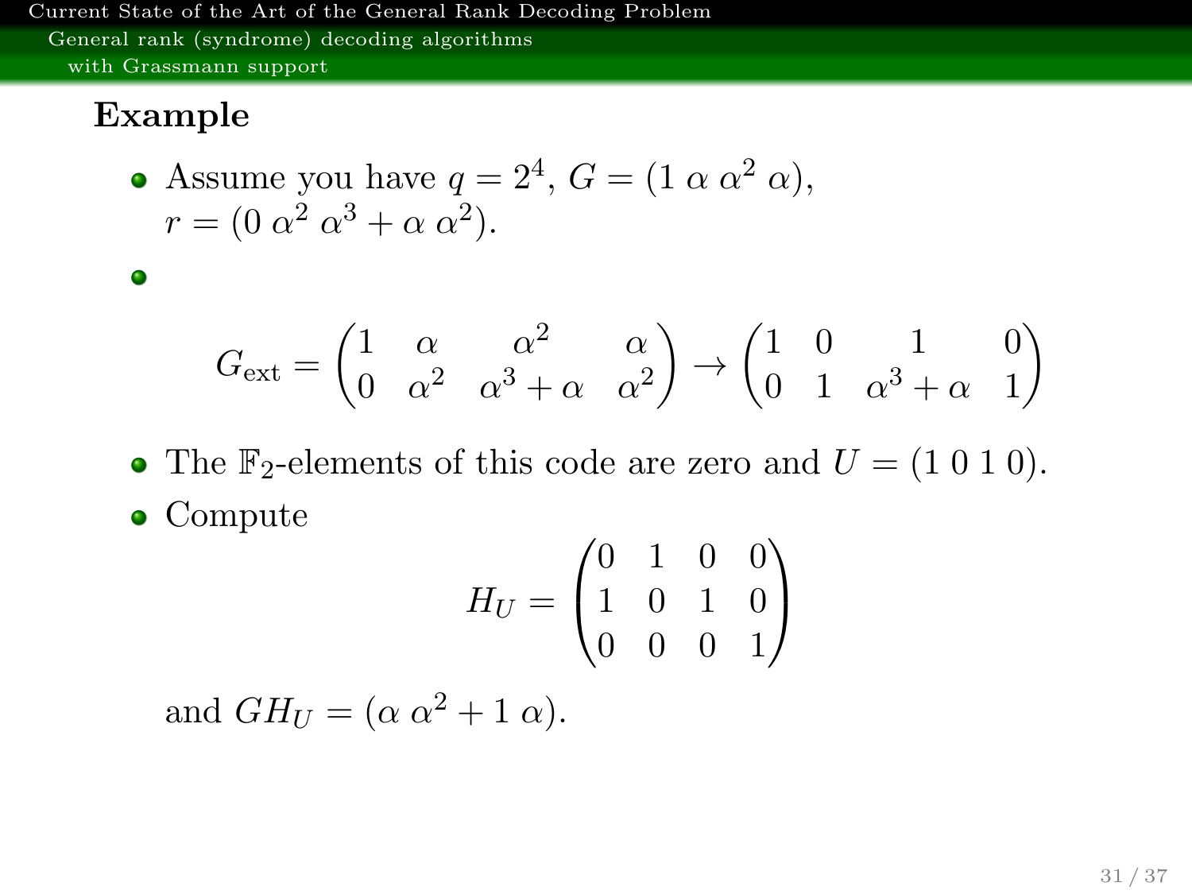### Example

- Assume you have $q = 2^4$, $G = (1 \ \alpha \ \alpha^2 \ \alpha)$, $r = (0 \ \alpha^2 \ \alpha^3 + \alpha \ \alpha^2)$.
- $$G_{\text{ext}} = \begin{pmatrix} 1 & \alpha & \alpha^2 & \alpha \\ 0 & \alpha^2 & \alpha^3 + \alpha & \alpha^2 \end{pmatrix} \to \begin{pmatrix} 1 & 0 & 1 & 0 \\ 0 & 1 & \alpha^3 + \alpha & 1 \end{pmatrix}$$
- The $\mathbb{F}_2$-elements of this code are zero and $U = (1 \ 0 \ 1 \ 0)$.
- Compute
$$H_U = \begin{pmatrix} 0 & 1 & 0 & 0 \\ 1 & 0 & 1 & 0 \\ 0 & 0 & 0 & 1 \end{pmatrix}$$
and $GH_U = (\alpha \ \alpha^2 + 1 \ \alpha)$.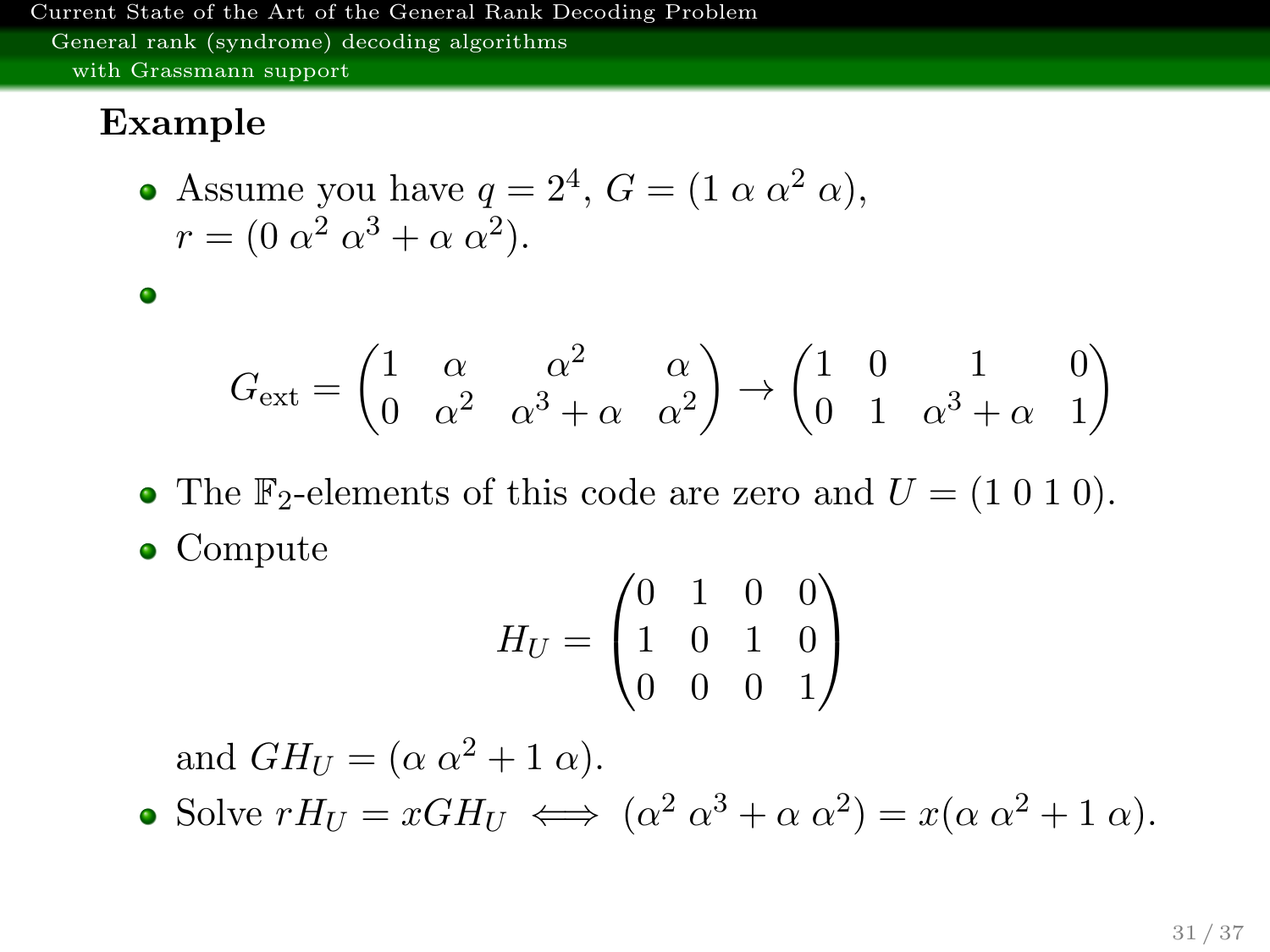## Example

- Assume you have $q = 2^4$, $G = (1\ \alpha\ \alpha^2\ \alpha)$, $r = (0\ \alpha^2\ \alpha^3 + \alpha\ \alpha^2)$.
- $$G_{\text{ext}} = \begin{pmatrix} 1 & \alpha & \alpha^2 & \alpha \\ 0 & \alpha^2 & \alpha^3 + \alpha & \alpha^2 \end{pmatrix} \to \begin{pmatrix} 1 & 0 & 1 & 0 \\ 0 & 1 & \alpha^3 + \alpha & 1 \end{pmatrix}$$
- The $\mathbb{F}_2$-elements of this code are zero and $U = (1\ 0\ 1\ 0)$.
- Compute
  $$H_U = \begin{pmatrix} 0 & 1 & 0 & 0 \\ 1 & 0 & 1 & 0 \\ 0 & 0 & 0 & 1 \end{pmatrix}$$
  and $GH_U = (\alpha\ \alpha^2 + 1\ \alpha)$.
- Solve $rH_U = xGH_U \iff (\alpha^2\ \alpha^3 + \alpha\ \alpha^2) = x(\alpha\ \alpha^2 + 1\ \alpha)$.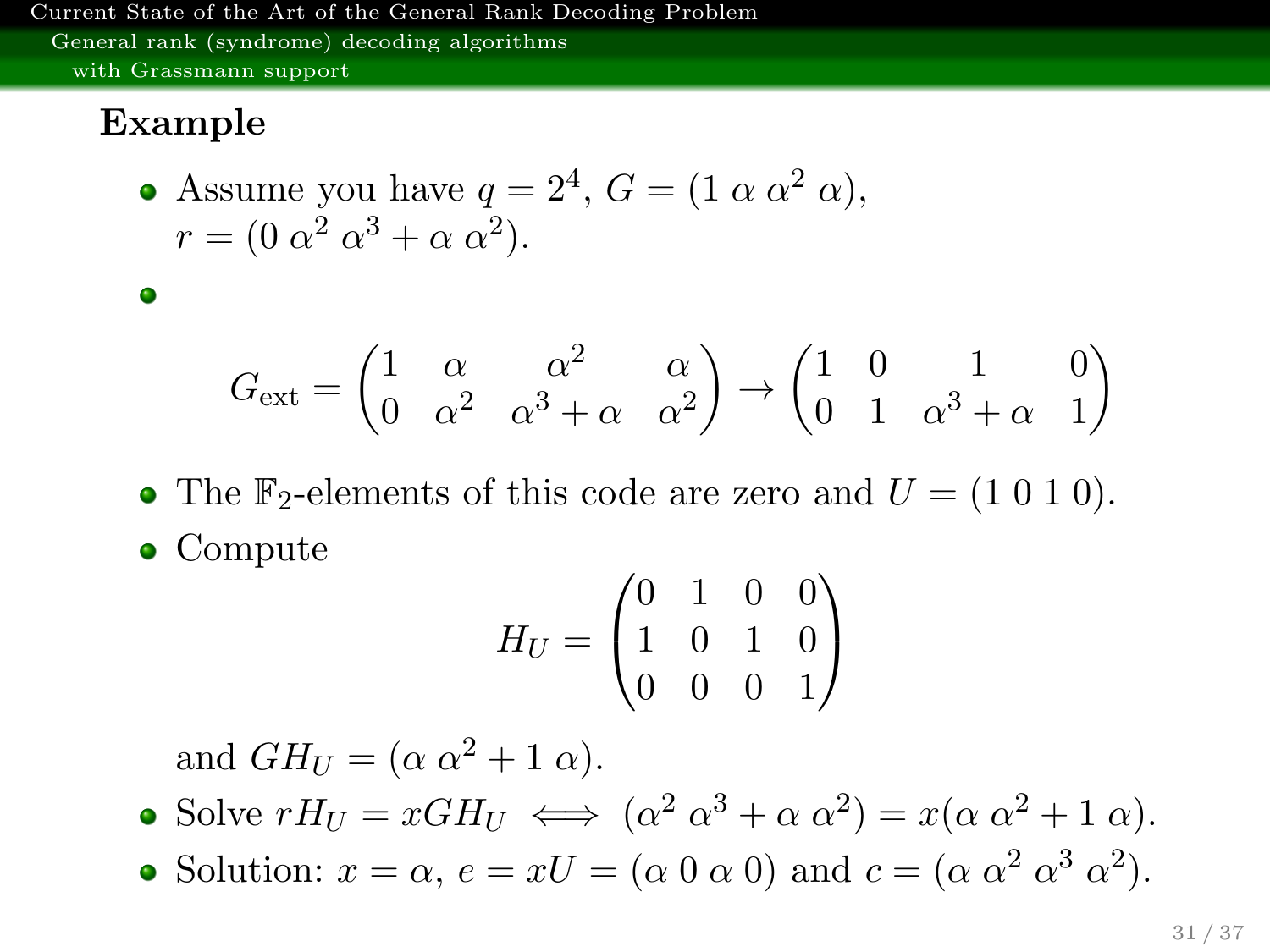### Example

- Assume you have $q = 2^4$, $G = (1\ \alpha\ \alpha^2\ \alpha)$, $r = (0\ \alpha^2\ \alpha^3 + \alpha\ \alpha^2)$.
- $$G_{\text{ext}} = \begin{pmatrix} 1 & \alpha & \alpha^2 & \alpha \\ 0 & \alpha^2 & \alpha^3 + \alpha & \alpha^2 \end{pmatrix} \to \begin{pmatrix} 1 & 0 & 1 & 0 \\ 0 & 1 & \alpha^3 + \alpha & 1 \end{pmatrix}$$
- The $\mathbb{F}_2$-elements of this code are zero and $U = (1\ 0\ 1\ 0)$.
- Compute
$$H_U = \begin{pmatrix} 0 & 1 & 0 & 0 \\ 1 & 0 & 1 & 0 \\ 0 & 0 & 0 & 1 \end{pmatrix}$$
and $GH_U = (\alpha\ \alpha^2 + 1\ \alpha)$.
- Solve $rH_U = xGH_U \iff (\alpha^2\ \alpha^3 + \alpha\ \alpha^2) = x(\alpha\ \alpha^2 + 1\ \alpha)$.
- Solution: $x = \alpha$, $e = xU = (\alpha\ 0\ \alpha\ 0)$ and $c = (\alpha\ \alpha^2\ \alpha^3\ \alpha^2)$.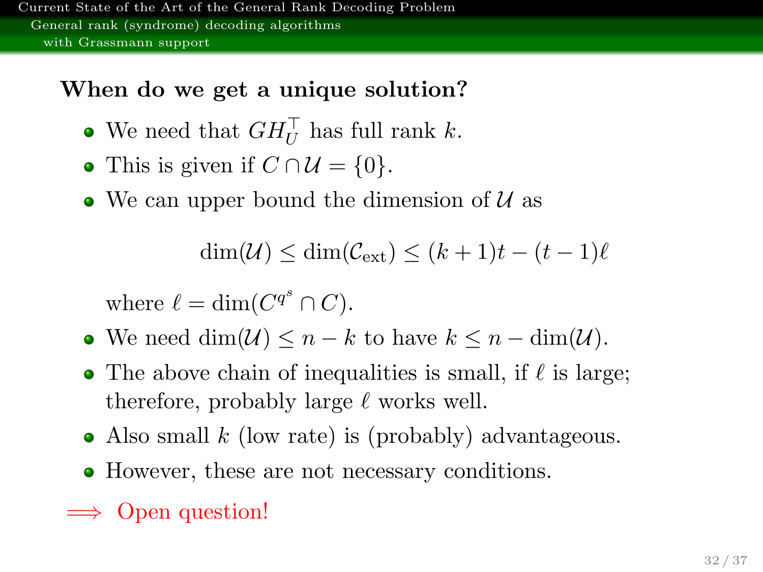## When do we get a unique solution?

- We need that $GH_U^\top$ has full rank $k$.
- This is given if $C \cap \mathcal{U} = \{0\}$.
- We can upper bound the dimension of $\mathcal{U}$ as

$$\dim(\mathcal{U}) \leq \dim(\mathcal{C}_{\text{ext}}) \leq (k+1)t - (t-1)\ell$$

  where $\ell = \dim(C^{q^s} \cap C)$.
- We need $\dim(\mathcal{U}) \leq n - k$ to have $k \leq n - \dim(\mathcal{U})$.
- The above chain of inequalities is small, if $\ell$ is large; therefore, probably large $\ell$ works well.
- Also small $k$ (low rate) is (probably) advantageous.
- However, these are not necessary conditions.

$\implies$ Open question!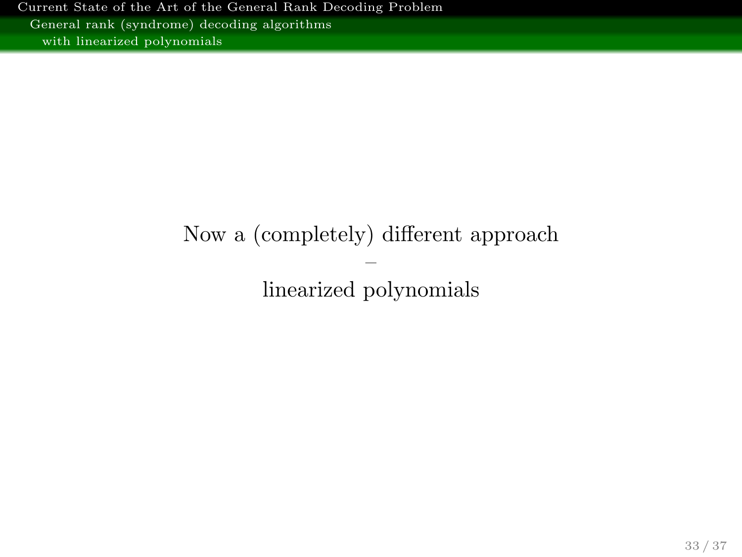Now a (completely) different approach

–

linearized polynomials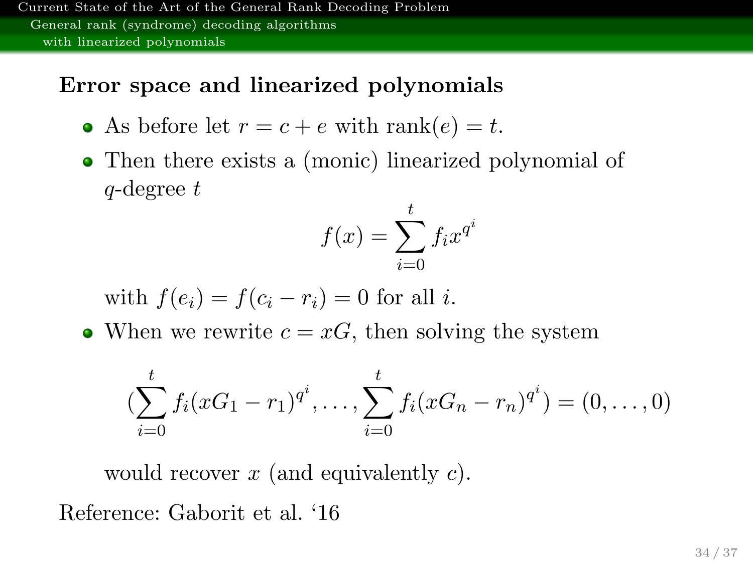## Error space and linearized polynomials

- As before let $r = c + e$ with $\text{rank}(e) = t$.
- Then there exists a (monic) linearized polynomial of $q$-degree $t$

$$f(x) = \sum_{i=0}^{t} f_i x^{q^i}$$

  with $f(e_i) = f(c_i - r_i) = 0$ for all $i$.
- When we rewrite $c = xG$, then solving the system

$$(\sum_{i=0}^{t} f_i (xG_1 - r_1)^{q^i}, \ldots, \sum_{i=0}^{t} f_i (xG_n - r_n)^{q^i}) = (0, \ldots, 0)$$

  would recover $x$ (and equivalently $c$).

Reference: Gaborit et al. '16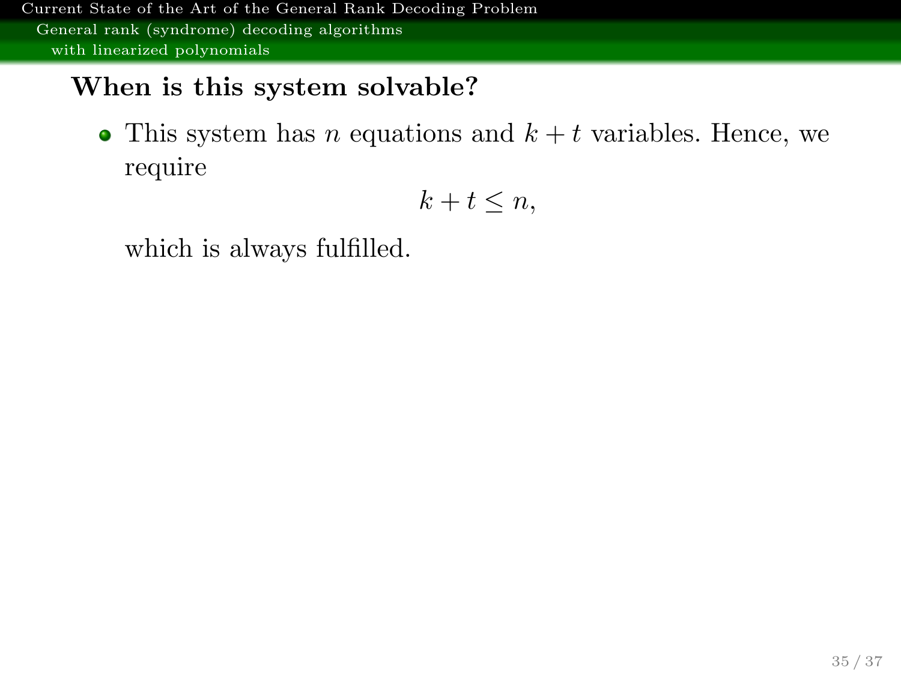## When is this system solvable?

- This system has $n$ equations and $k + t$ variables. Hence, we require

$$k + t \leq n,$$

which is always fulfilled.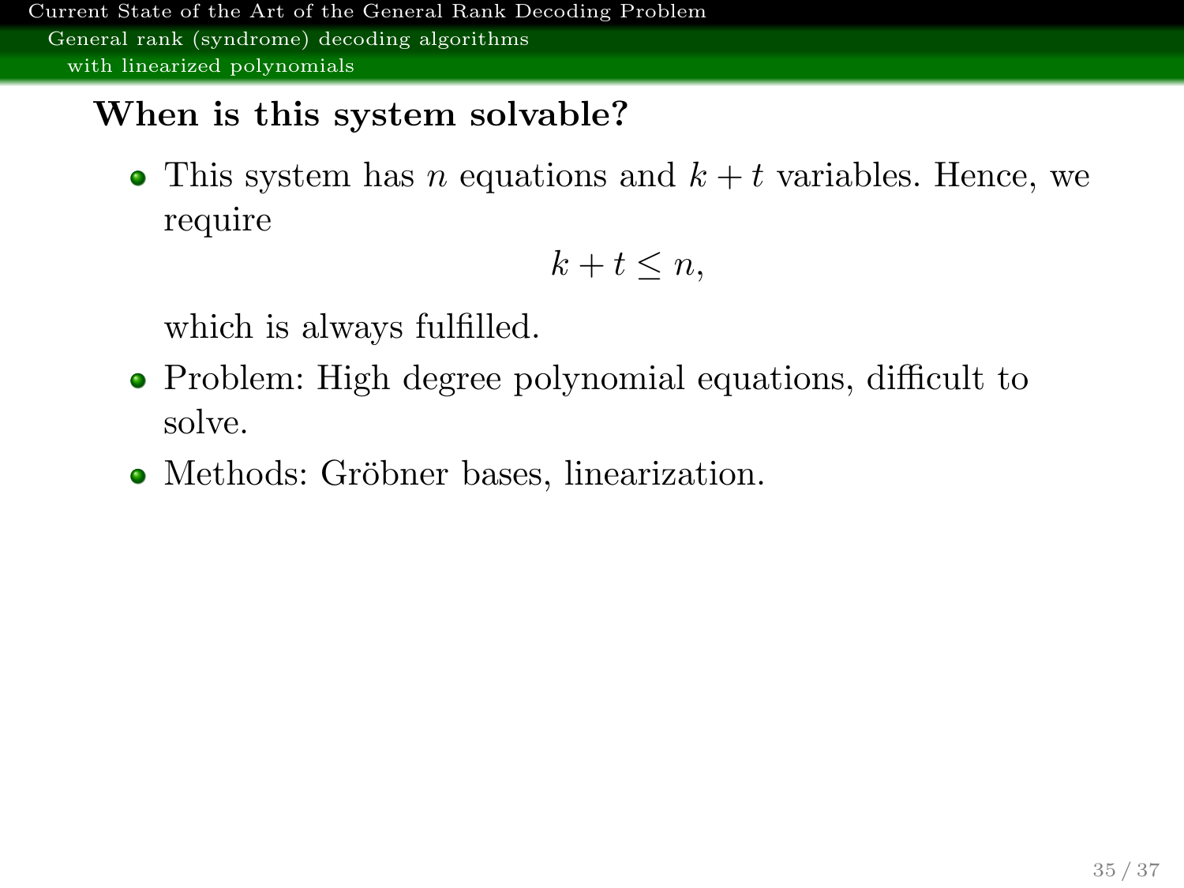## When is this system solvable?

- This system has $n$ equations and $k+t$ variables. Hence, we require

$$k + t \leq n,$$

  which is always fulfilled.
- Problem: High degree polynomial equations, difficult to solve.
- Methods: Gröbner bases, linearization.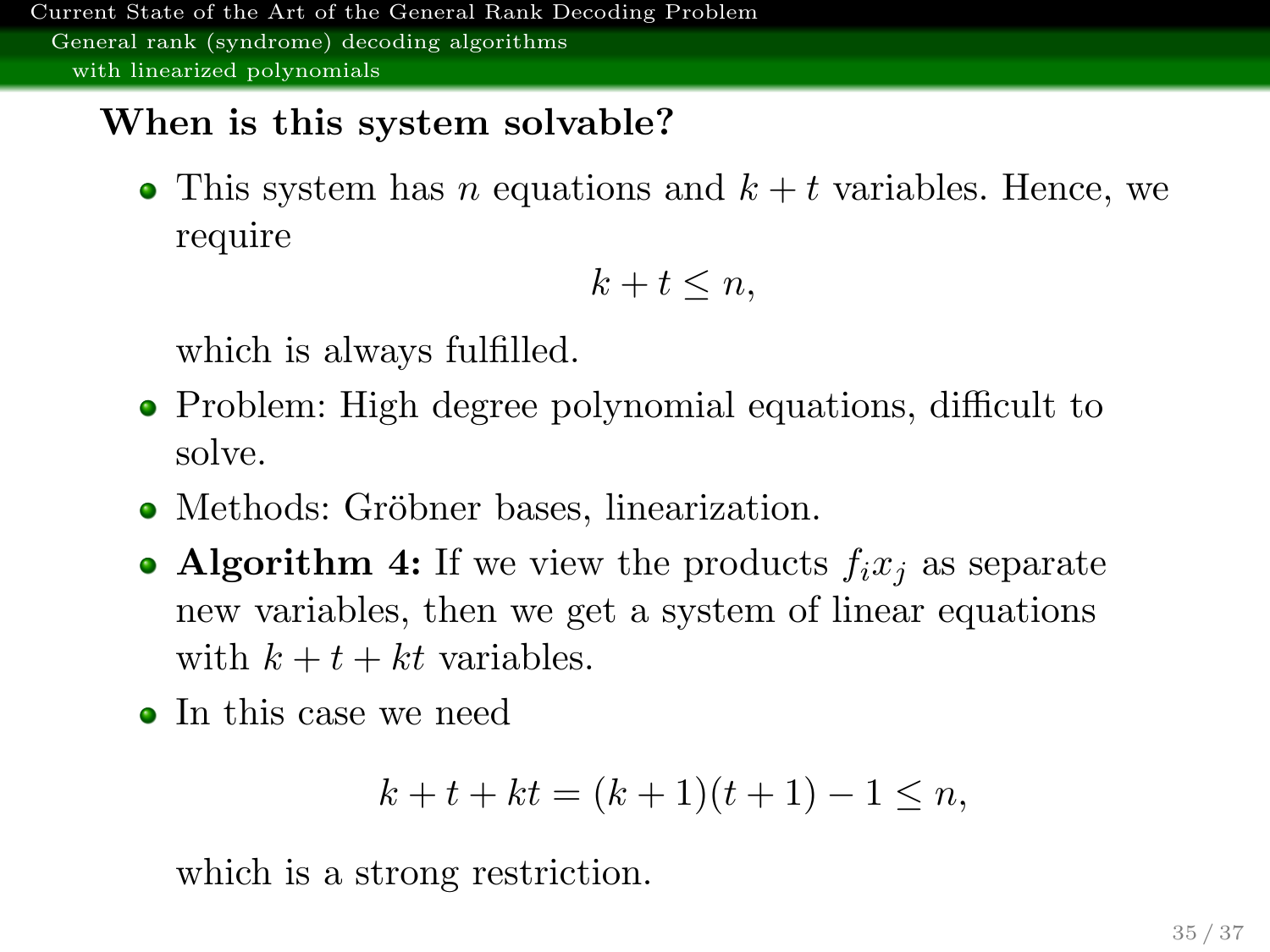## When is this system solvable?

- This system has $n$ equations and $k + t$ variables. Hence, we require

$$k + t \leq n,$$

  which is always fulfilled.
- Problem: High degree polynomial equations, difficult to solve.
- Methods: Gröbner bases, linearization.
- **Algorithm 4:** If we view the products $f_i x_j$ as separate new variables, then we get a system of linear equations with $k + t + kt$ variables.
- In this case we need

$$k + t + kt = (k + 1)(t + 1) - 1 \leq n,$$

  which is a strong restriction.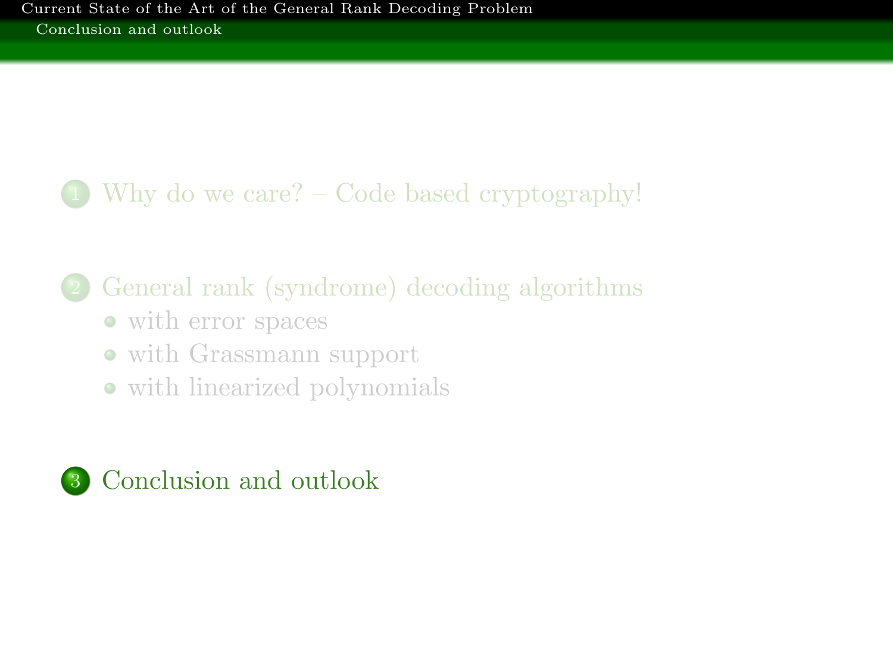1. Why do we care? – Code based cryptography!

2. General rank (syndrome) decoding algorithms
   - with error spaces
   - with Grassmann support
   - with linearized polynomials

3. Conclusion and outlook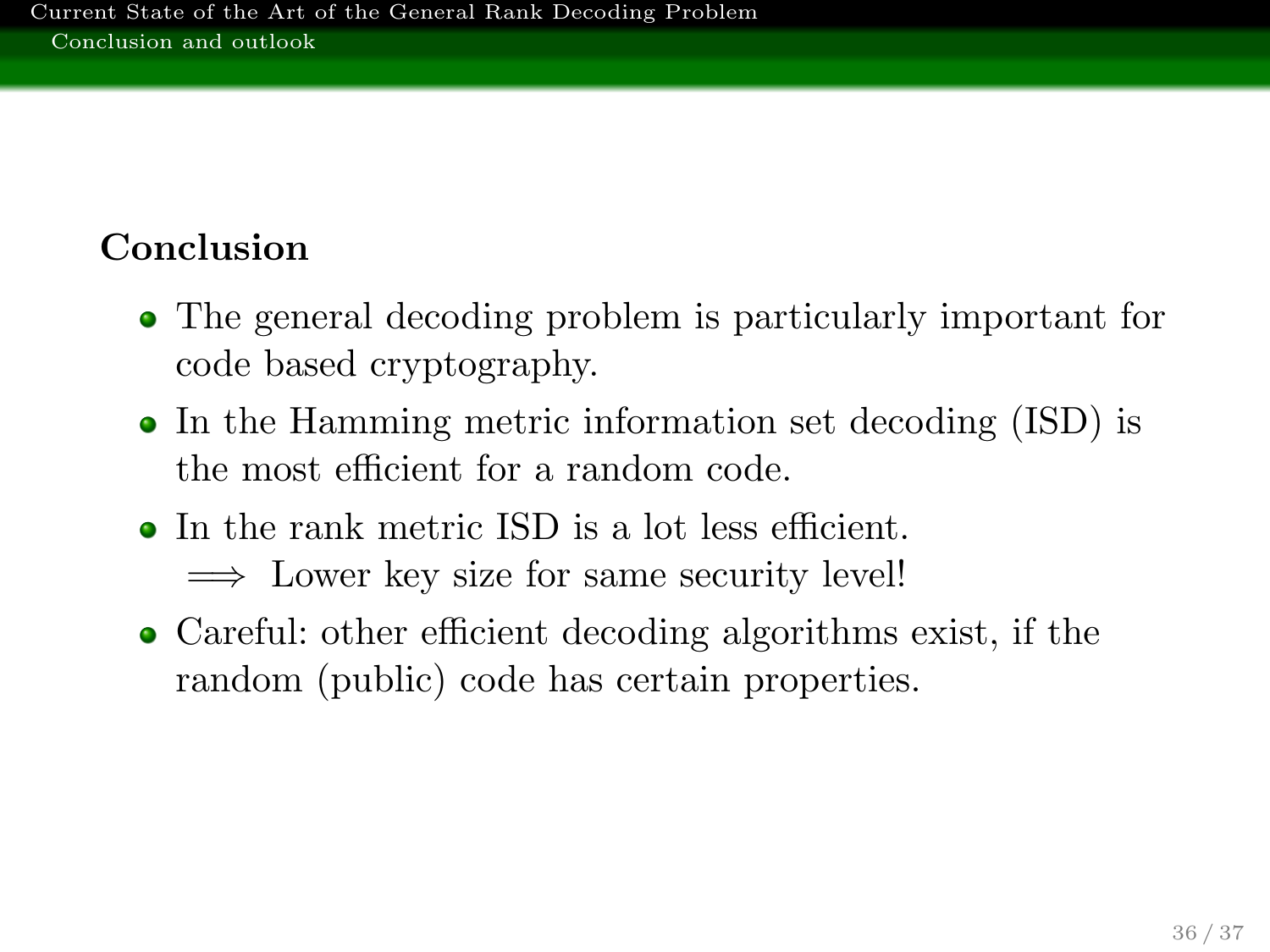## Conclusion

- The general decoding problem is particularly important for code based cryptography.
- In the Hamming metric information set decoding (ISD) is the most efficient for a random code.
- In the rank metric ISD is a lot less efficient.
  $\Longrightarrow$ Lower key size for same security level!
- Careful: other efficient decoding algorithms exist, if the random (public) code has certain properties.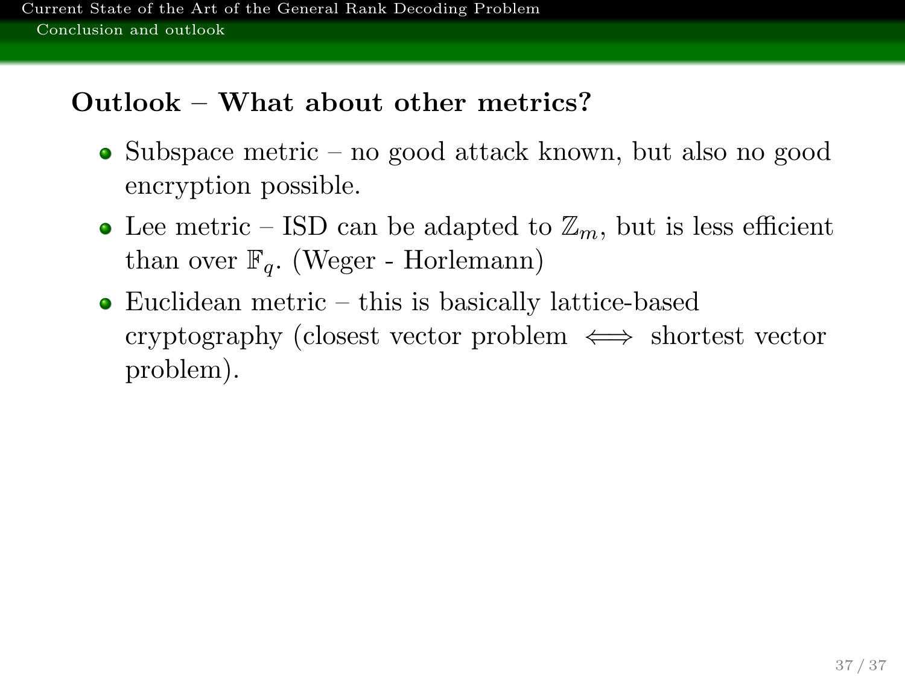## Outlook – What about other metrics?

- Subspace metric – no good attack known, but also no good encryption possible.
- Lee metric – ISD can be adapted to $\mathbb{Z}_m$, but is less efficient than over $\mathbb{F}_q$. (Weger - Horlemann)
- Euclidean metric – this is basically lattice-based cryptography (closest vector problem $\iff$ shortest vector problem).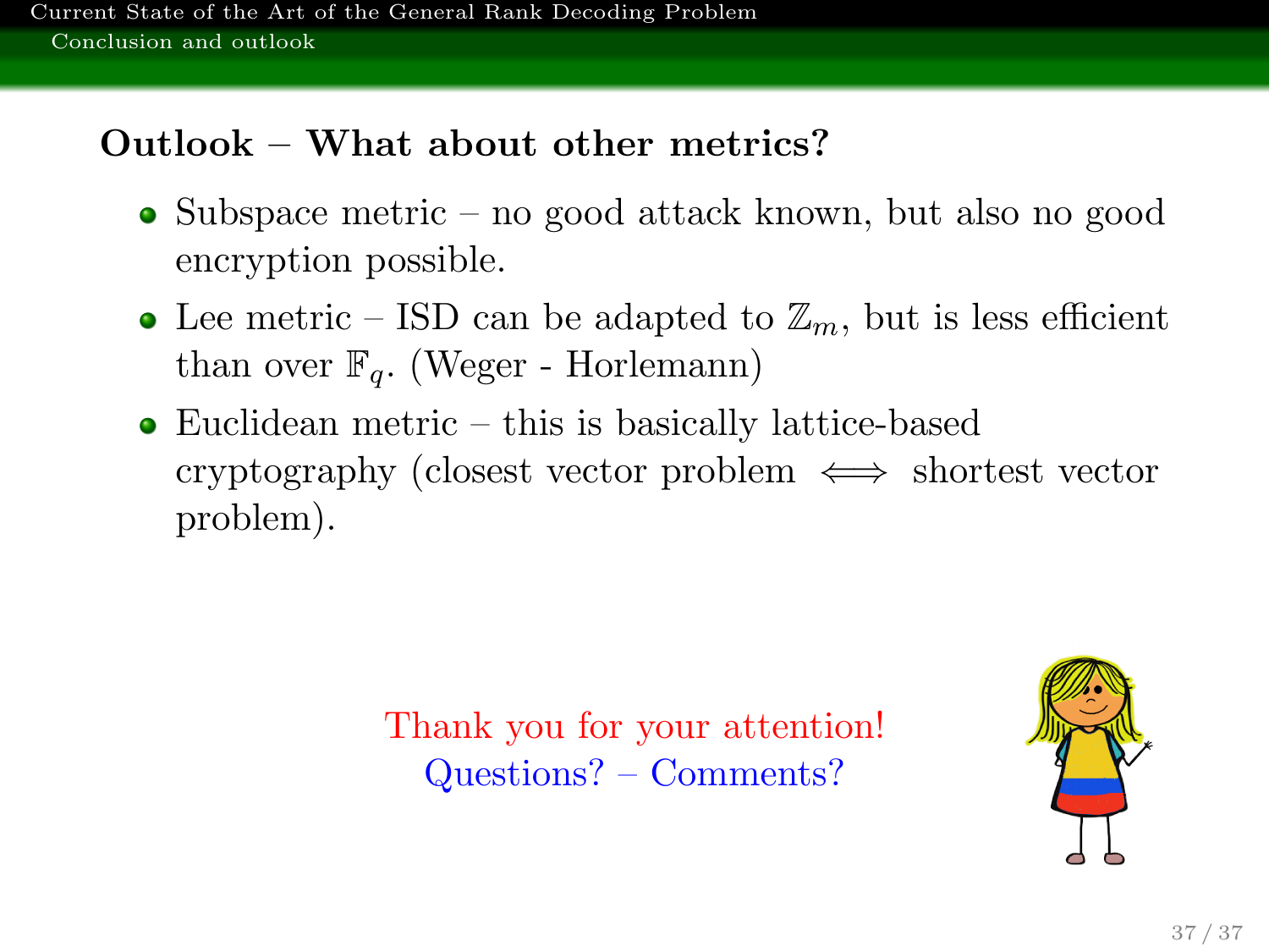## Outlook – What about other metrics?

- Subspace metric – no good attack known, but also no good encryption possible.
- Lee metric – ISD can be adapted to $\mathbb{Z}_m$, but is less efficient than over $\mathbb{F}_q$. (Weger - Horlemann)
- Euclidean metric – this is basically lattice-based cryptography (closest vector problem $\iff$ shortest vector problem).

Thank you for your attention!
Questions? – Comments?